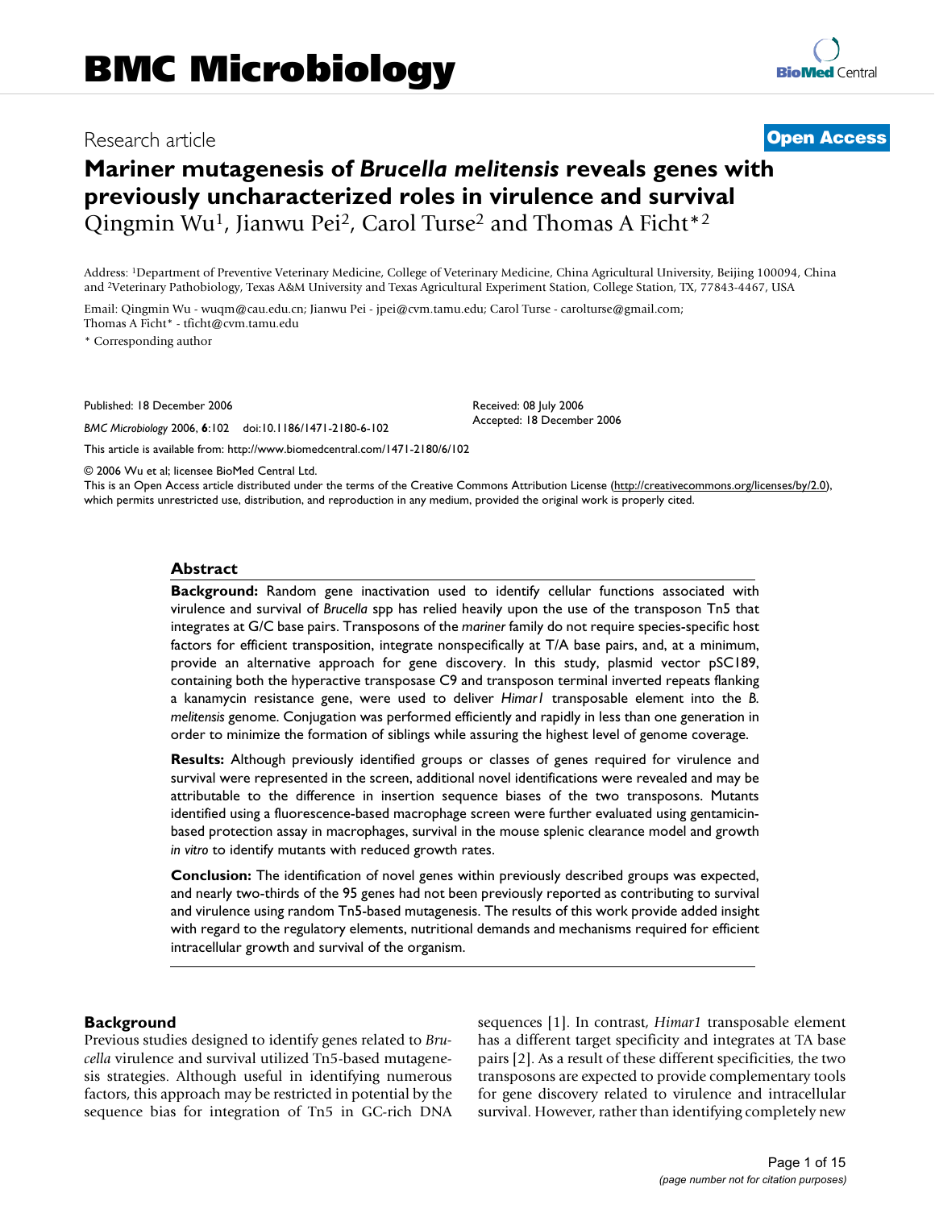# BMC Microbiology

Research article

**Open Access**

# Mariner mutagenesis of *Brucella melitensis* reveals genes with previously uncharacterized roles in virulence and survival

Qingmin Wu[1], Jianwu Pei[2], Carol Turse[2] and Thomas A Ficht*[2]

Address: [1]Department of Preventive Veterinary Medicine, College of Veterinary Medicine, China Agricultural University, Beijing 100094, China and [2]Veterinary Pathobiology, Texas A&M University and Texas Agricultural Experiment Station, College Station, TX, 77843-4467, USA

Email: Qingmin Wu - wuqm@cau.edu.cn; Jianwu Pei - jpei@cvm.tamu.edu; Carol Turse - carolturse@gmail.com; Thomas A Ficht* - tficht@cvm.tamu.edu

\* Corresponding author

Published: 18 December 2006

*BMC Microbiology* 2006, **6**:102 doi:10.1186/1471-2180-6-102

Received: 08 July 2006
Accepted: 18 December 2006

This article is available from: http://www.biomedcentral.com/1471-2180/6/102

© 2006 Wu et al; licensee BioMed Central Ltd.
This is an Open Access article distributed under the terms of the Creative Commons Attribution License (http://creativecommons.org/licenses/by/2.0), which permits unrestricted use, distribution, and reproduction in any medium, provided the original work is properly cited.

## Abstract

**Background:** Random gene inactivation used to identify cellular functions associated with virulence and survival of *Brucella* spp has relied heavily upon the use of the transposon Tn5 that integrates at G/C base pairs. Transposons of the *mariner* family do not require species-specific host factors for efficient transposition, integrate nonspecifically at T/A base pairs, and, at a minimum, provide an alternative approach for gene discovery. In this study, plasmid vector pSC189, containing both the hyperactive transposase C9 and transposon terminal inverted repeats flanking a kanamycin resistance gene, were used to deliver *Himar1* transposable element into the *B. melitensis* genome. Conjugation was performed efficiently and rapidly in less than one generation in order to minimize the formation of siblings while assuring the highest level of genome coverage.

**Results:** Although previously identified groups or classes of genes required for virulence and survival were represented in the screen, additional novel identifications were revealed and may be attributable to the difference in insertion sequence biases of the two transposons. Mutants identified using a fluorescence-based macrophage screen were further evaluated using gentamicin-based protection assay in macrophages, survival in the mouse splenic clearance model and growth *in vitro* to identify mutants with reduced growth rates.

**Conclusion:** The identification of novel genes within previously described groups was expected, and nearly two-thirds of the 95 genes had not been previously reported as contributing to survival and virulence using random Tn5-based mutagenesis. The results of this work provide added insight with regard to the regulatory elements, nutritional demands and mechanisms required for efficient intracellular growth and survival of the organism.

## Background

Previous studies designed to identify genes related to *Brucella* virulence and survival utilized Tn5-based mutagenesis strategies. Although useful in identifying numerous factors, this approach may be restricted in potential by the sequence bias for integration of Tn5 in GC-rich DNA sequences [1]. In contrast, *Himar1* transposable element has a different target specificity and integrates at TA base pairs [2]. As a result of these different specificities, the two transposons are expected to provide complementary tools for gene discovery related to virulence and intracellular survival. However, rather than identifying completely new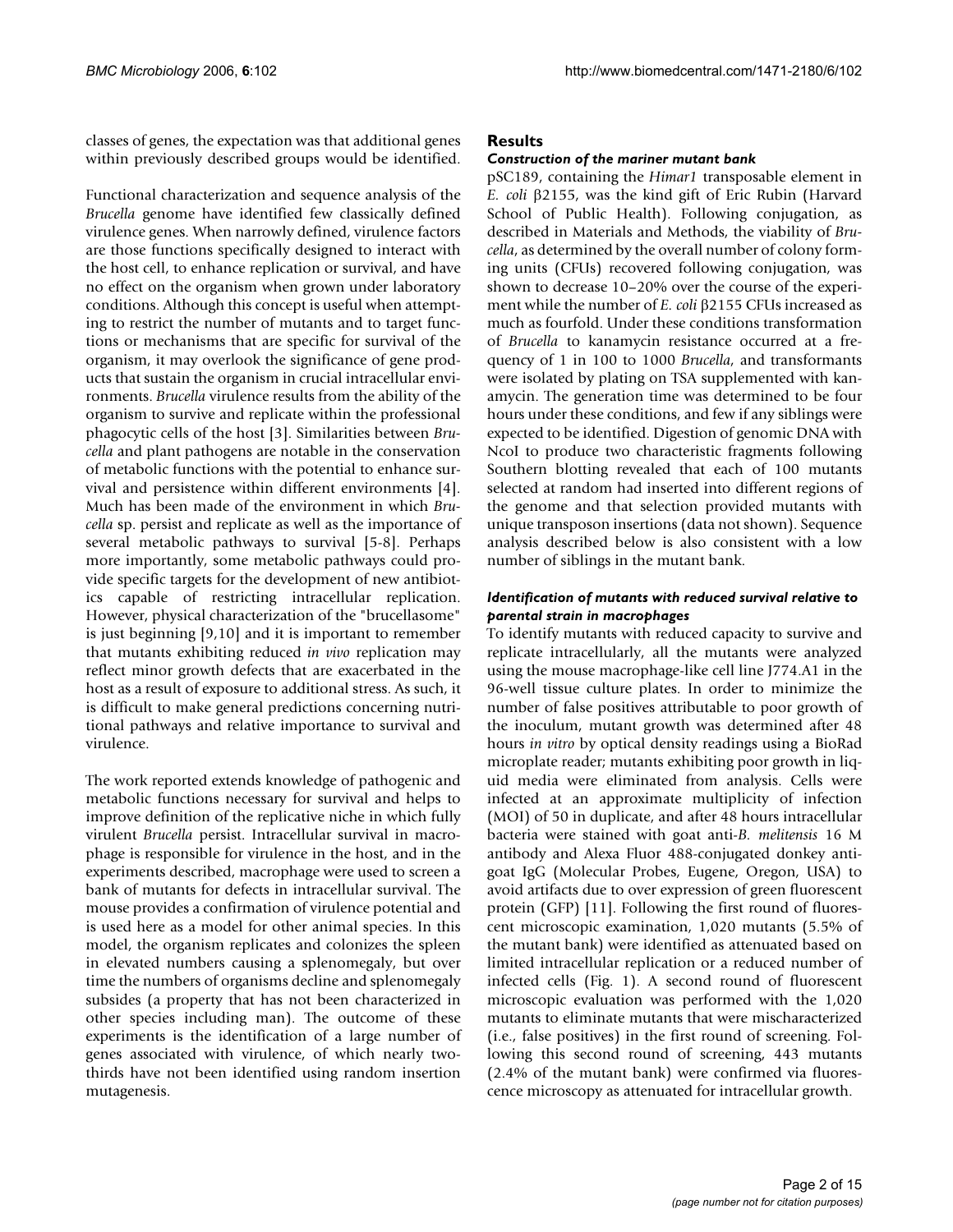classes of genes, the expectation was that additional genes within previously described groups would be identified.

Functional characterization and sequence analysis of the *Brucella* genome have identified few classically defined virulence genes. When narrowly defined, virulence factors are those functions specifically designed to interact with the host cell, to enhance replication or survival, and have no effect on the organism when grown under laboratory conditions. Although this concept is useful when attempting to restrict the number of mutants and to target functions or mechanisms that are specific for survival of the organism, it may overlook the significance of gene products that sustain the organism in crucial intracellular environments. *Brucella* virulence results from the ability of the organism to survive and replicate within the professional phagocytic cells of the host [3]. Similarities between *Brucella* and plant pathogens are notable in the conservation of metabolic functions with the potential to enhance survival and persistence within different environments [4]. Much has been made of the environment in which *Brucella* sp. persist and replicate as well as the importance of several metabolic pathways to survival [5-8]. Perhaps more importantly, some metabolic pathways could provide specific targets for the development of new antibiotics capable of restricting intracellular replication. However, physical characterization of the "brucellasome" is just beginning [9,10] and it is important to remember that mutants exhibiting reduced *in vivo* replication may reflect minor growth defects that are exacerbated in the host as a result of exposure to additional stress. As such, it is difficult to make general predictions concerning nutritional pathways and relative importance to survival and virulence.

The work reported extends knowledge of pathogenic and metabolic functions necessary for survival and helps to improve definition of the replicative niche in which fully virulent *Brucella* persist. Intracellular survival in macrophage is responsible for virulence in the host, and in the experiments described, macrophage were used to screen a bank of mutants for defects in intracellular survival. The mouse provides a confirmation of virulence potential and is used here as a model for other animal species. In this model, the organism replicates and colonizes the spleen in elevated numbers causing a splenomegaly, but over time the numbers of organisms decline and splenomegaly subsides (a property that has not been characterized in other species including man). The outcome of these experiments is the identification of a large number of genes associated with virulence, of which nearly two-thirds have not been identified using random insertion mutagenesis.

## Results

### *Construction of the mariner mutant bank*

pSC189, containing the *Himar1* transposable element in *E. coli* β2155, was the kind gift of Eric Rubin (Harvard School of Public Health). Following conjugation, as described in Materials and Methods, the viability of *Brucella*, as determined by the overall number of colony forming units (CFUs) recovered following conjugation, was shown to decrease 10–20% over the course of the experiment while the number of *E. coli* β2155 CFUs increased as much as fourfold. Under these conditions transformation of *Brucella* to kanamycin resistance occurred at a frequency of 1 in 100 to 1000 *Brucella*, and transformants were isolated by plating on TSA supplemented with kanamycin. The generation time was determined to be four hours under these conditions, and few if any siblings were expected to be identified. Digestion of genomic DNA with NcoI to produce two characteristic fragments following Southern blotting revealed that each of 100 mutants selected at random had inserted into different regions of the genome and that selection provided mutants with unique transposon insertions (data not shown). Sequence analysis described below is also consistent with a low number of siblings in the mutant bank.

### *Identification of mutants with reduced survival relative to parental strain in macrophages*

To identify mutants with reduced capacity to survive and replicate intracellularly, all the mutants were analyzed using the mouse macrophage-like cell line J774.A1 in the 96-well tissue culture plates. In order to minimize the number of false positives attributable to poor growth of the inoculum, mutant growth was determined after 48 hours *in vitro* by optical density readings using a BioRad microplate reader; mutants exhibiting poor growth in liquid media were eliminated from analysis. Cells were infected at an approximate multiplicity of infection (MOI) of 50 in duplicate, and after 48 hours intracellular bacteria were stained with goat anti-*B. melitensis* 16 M antibody and Alexa Fluor 488-conjugated donkey anti-goat IgG (Molecular Probes, Eugene, Oregon, USA) to avoid artifacts due to over expression of green fluorescent protein (GFP) [11]. Following the first round of fluorescent microscopic examination, 1,020 mutants (5.5% of the mutant bank) were identified as attenuated based on limited intracellular replication or a reduced number of infected cells (Fig. 1). A second round of fluorescent microscopic evaluation was performed with the 1,020 mutants to eliminate mutants that were mischaracterized (i.e., false positives) in the first round of screening. Following this second round of screening, 443 mutants (2.4% of the mutant bank) were confirmed via fluorescence microscopy as attenuated for intracellular growth.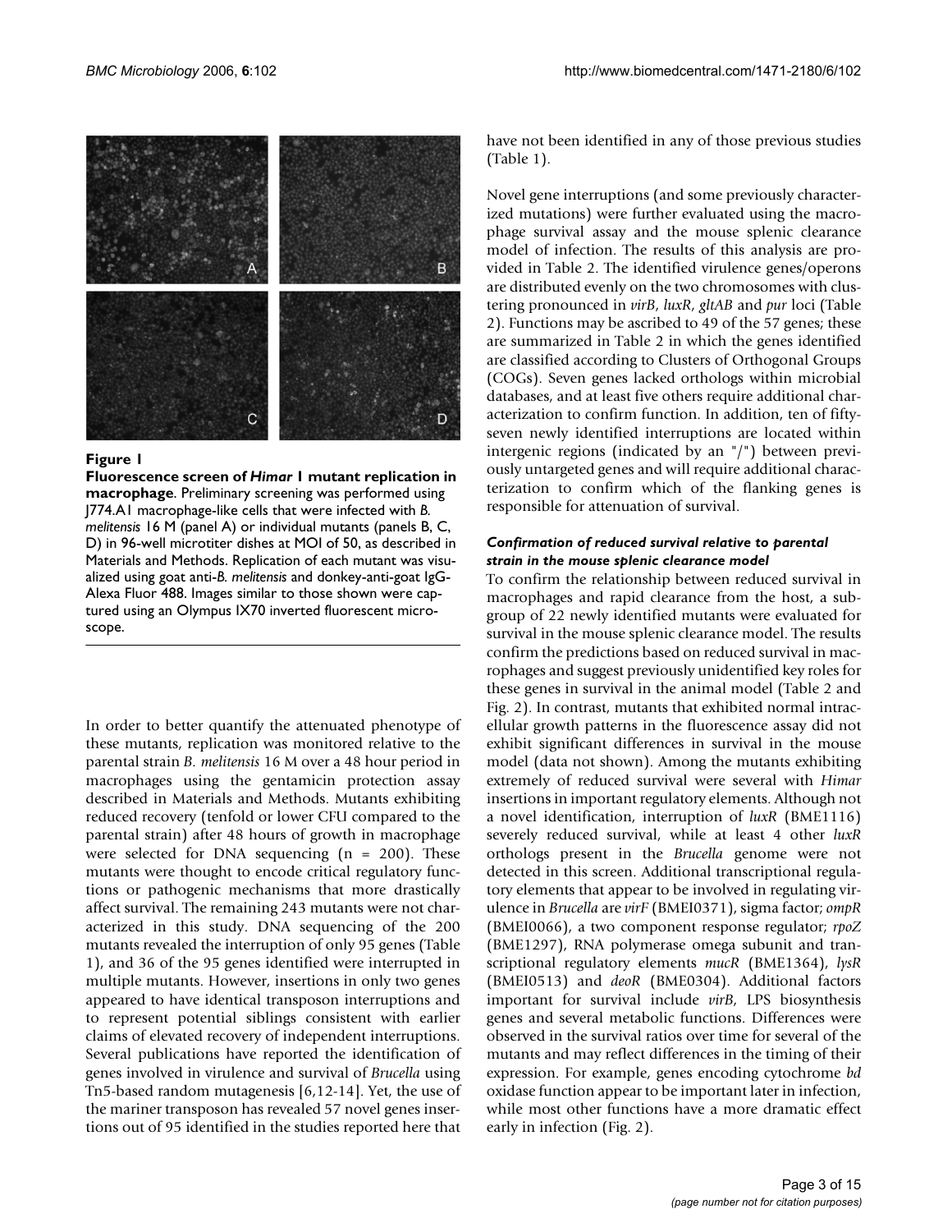**Figure 1**

**Fluorescence screen of *Himar* 1 mutant replication in macrophage**. Preliminary screening was performed using J774.A1 macrophage-like cells that were infected with *B. melitensis* 16 M (panel A) or individual mutants (panels B, C, D) in 96-well microtiter dishes at MOI of 50, as described in Materials and Methods. Replication of each mutant was visualized using goat anti-*B. melitensis* and donkey-anti-goat IgG-Alexa Fluor 488. Images similar to those shown were captured using an Olympus IX70 inverted fluorescent microscope.

In order to better quantify the attenuated phenotype of these mutants, replication was monitored relative to the parental strain *B. melitensis* 16 M over a 48 hour period in macrophages using the gentamicin protection assay described in Materials and Methods. Mutants exhibiting reduced recovery (tenfold or lower CFU compared to the parental strain) after 48 hours of growth in macrophage were selected for DNA sequencing (n = 200). These mutants were thought to encode critical regulatory functions or pathogenic mechanisms that more drastically affect survival. The remaining 243 mutants were not characterized in this study. DNA sequencing of the 200 mutants revealed the interruption of only 95 genes (Table 1), and 36 of the 95 genes identified were interrupted in multiple mutants. However, insertions in only two genes appeared to have identical transposon interruptions and to represent potential siblings consistent with earlier claims of elevated recovery of independent interruptions. Several publications have reported the identification of genes involved in virulence and survival of *Brucella* using Tn5-based random mutagenesis [6,12-14]. Yet, the use of the mariner transposon has revealed 57 novel genes insertions out of 95 identified in the studies reported here that have not been identified in any of those previous studies (Table 1).

Novel gene interruptions (and some previously characterized mutations) were further evaluated using the macrophage survival assay and the mouse splenic clearance model of infection. The results of this analysis are provided in Table 2. The identified virulence genes/operons are distributed evenly on the two chromosomes with clustering pronounced in *virB*, *luxR*, *gltAB* and *pur* loci (Table 2). Functions may be ascribed to 49 of the 57 genes; these are summarized in Table 2 in which the genes identified are classified according to Clusters of Orthogonal Groups (COGs). Seven genes lacked orthologs within microbial databases, and at least five others require additional characterization to confirm function. In addition, ten of fifty-seven newly identified interruptions are located within intergenic regions (indicated by an "/") between previously untargeted genes and will require additional characterization to confirm which of the flanking genes is responsible for attenuation of survival.

#### *Confirmation of reduced survival relative to parental strain in the mouse splenic clearance model*

To confirm the relationship between reduced survival in macrophages and rapid clearance from the host, a subgroup of 22 newly identified mutants were evaluated for survival in the mouse splenic clearance model. The results confirm the predictions based on reduced survival in macrophages and suggest previously unidentified key roles for these genes in survival in the animal model (Table 2 and Fig. 2). In contrast, mutants that exhibited normal intracellular growth patterns in the fluorescence assay did not exhibit significant differences in survival in the mouse model (data not shown). Among the mutants exhibiting extremely of reduced survival were several with *Himar* insertions in important regulatory elements. Although not a novel identification, interruption of *luxR* (BME1116) severely reduced survival, while at least 4 other *luxR* orthologs present in the *Brucella* genome were not detected in this screen. Additional transcriptional regulatory elements that appear to be involved in regulating virulence in *Brucella* are *virF* (BMEI0371), sigma factor; *ompR* (BMEI0066), a two component response regulator; *rpoZ* (BME1297), RNA polymerase omega subunit and transcriptional regulatory elements *mucR* (BME1364), *lysR* (BMEI0513) and *deoR* (BME0304). Additional factors important for survival include *virB*, LPS biosynthesis genes and several metabolic functions. Differences were observed in the survival ratios over time for several of the mutants and may reflect differences in the timing of their expression. For example, genes encoding cytochrome *bd* oxidase function appear to be important later in infection, while most other functions have a more dramatic effect early in infection (Fig. 2).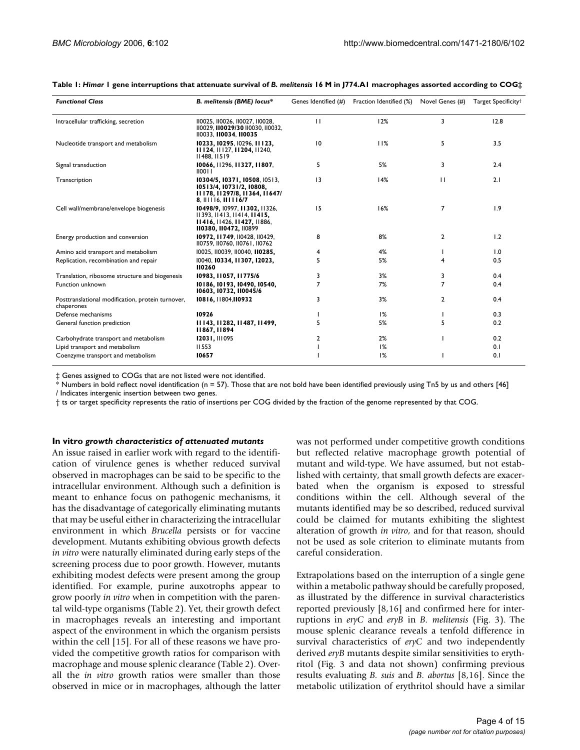**Table 1: *Himar* 1 gene interruptions that attenuate survival of *B. melitensis* 16 M in J774.A1 macrophages assorted according to COG‡**

| *Functional Class* | *B. melitensis (BME) locus** | Genes Identified (#) | Fraction Identified (%) | Novel Genes (#) | Target Specificity† |
|---|---|---|---|---|---|
| Intracellular trafficking, secretion | II0025, II0026, II0027, II0028, II0029, **II0029/30** II0030, II0032, II0033, **II0034**, **II0035** | 11 | 12% | 3 | 12.8 |
| Nucleotide transport and metabolism | **I0233**, **I0295**, I0296, **I1123**, **I1124**, I1127, **I1204**, I1240, I1488, I1519 | 10 | 11% | 5 | 3.5 |
| Signal transduction | **I0066**, I1296, **I1327**, **I1807**, II0011 | 5 | 5% | 3 | 2.4 |
| Transcription | **I0304/5**, **I0371**, **I0508**, I0513, **I0513/4**, **I0731/2**, **I0808**, **I1178**, **I1297/8**, **I1364**, **I1647/8**, II1116, **II1116/7** | 13 | 14% | 11 | 2.1 |
| Cell wall/membrane/envelope biogenesis | **I0498/9**, I0997, **I1302**, I1326, I1393, I1413, I1414, **I1415**, **I1416**, I1426, **I1427**, I1886, **II0380**, **II0472**, II0899 | 15 | 16% | 7 | 1.9 |
| Energy production and conversion | **I0972**, **I1749**, II0428, II0429, II0759, II0760, II0761, II0762 | 8 | 8% | 2 | 1.2 |
| Amino acid transport and metabolism | I0025, II0039, II0040, **II0285**, | 4 | 4% | 1 | 1.0 |
| Replication, recombination and repair | I0040, **I0334**, **I1307**, **I2023**, **II0260** | 5 | 5% | 4 | 0.5 |
| Translation, ribosome structure and biogenesis | **I0983**, **I1057**, **I1775/6** | 3 | 3% | 3 | 0.4 |
| Function unknown | **I0186**, **I0193**, **I0490**, **I0540**, **I0603**, **I0732**, **II0045/6** | 7 | 7% | 7 | 0.4 |
| Posttranslational modification, protein turnover, chaperones | **I0816**, I1804,**II0932** | 3 | 3% | 2 | 0.4 |
| Defense mechanisms | **I0926** | 1 | 1% | 1 | 0.3 |
| General function prediction | **I1143**, **I1282**, **I1487**, **I1499**, **I1867**, **I1894** | 5 | 5% | 5 | 0.2 |
| Carbohydrate transport and metabolism | **I2031**, II1095 | 2 | 2% | 1 | 0.2 |
| Lipid transport and metabolism | I1553 | 1 | 1% | | 0.1 |
| Coenzyme transport and metabolism | **I0657** | 1 | 1% | 1 | 0.1 |

‡ Genes assigned to COGs that are not listed were not identified.
\* Numbers in bold reflect novel identification (n = 57). Those that are not bold have been identified previously using Tn5 by us and others [46]
/ Indicates intergenic insertion between two genes.
† ts or target specificity represents the ratio of insertions per COG divided by the fraction of the genome represented by that COG.

#### In vitro *growth characteristics of attenuated mutants*

An issue raised in earlier work with regard to the identification of virulence genes is whether reduced survival observed in macrophages can be said to be specific to the intracellular environment. Although such a definition is meant to enhance focus on pathogenic mechanisms, it has the disadvantage of categorically eliminating mutants that may be useful either in characterizing the intracellular environment in which *Brucella* persists or for vaccine development. Mutants exhibiting obvious growth defects *in vitro* were naturally eliminated during early steps of the screening process due to poor growth. However, mutants exhibiting modest defects were present among the group identified. For example, purine auxotrophs appear to grow poorly *in vitro* when in competition with the parental wild-type organisms (Table 2). Yet, their growth defect in macrophages reveals an interesting and important aspect of the environment in which the organism persists within the cell [15]. For all of these reasons we have provided the competitive growth ratios for comparison with macrophage and mouse splenic clearance (Table 2). Overall the *in vitro* growth ratios were smaller than those observed in mice or in macrophages, although the latter was not performed under competitive growth conditions but reflected relative macrophage growth potential of mutant and wild-type. We have assumed, but not established with certainty, that small growth defects are exacerbated when the organism is exposed to stressful conditions within the cell. Although several of the mutants identified may be so described, reduced survival could be claimed for mutants exhibiting the slightest alteration of growth *in vitro*, and for that reason, should not be used as sole criterion to eliminate mutants from careful consideration.

Extrapolations based on the interruption of a single gene within a metabolic pathway should be carefully proposed, as illustrated by the difference in survival characteristics reported previously [8,16] and confirmed here for interruptions in *eryC* and *eryB* in *B. melitensis* (Fig. 3). The mouse splenic clearance reveals a tenfold difference in survival characteristics of *eryC* and two independently derived *eryB* mutants despite similar sensitivities to erythritol (Fig. 3 and data not shown) confirming previous results evaluating *B. suis* and *B. abortus* [8,16]. Since the metabolic utilization of erythritol should have a similar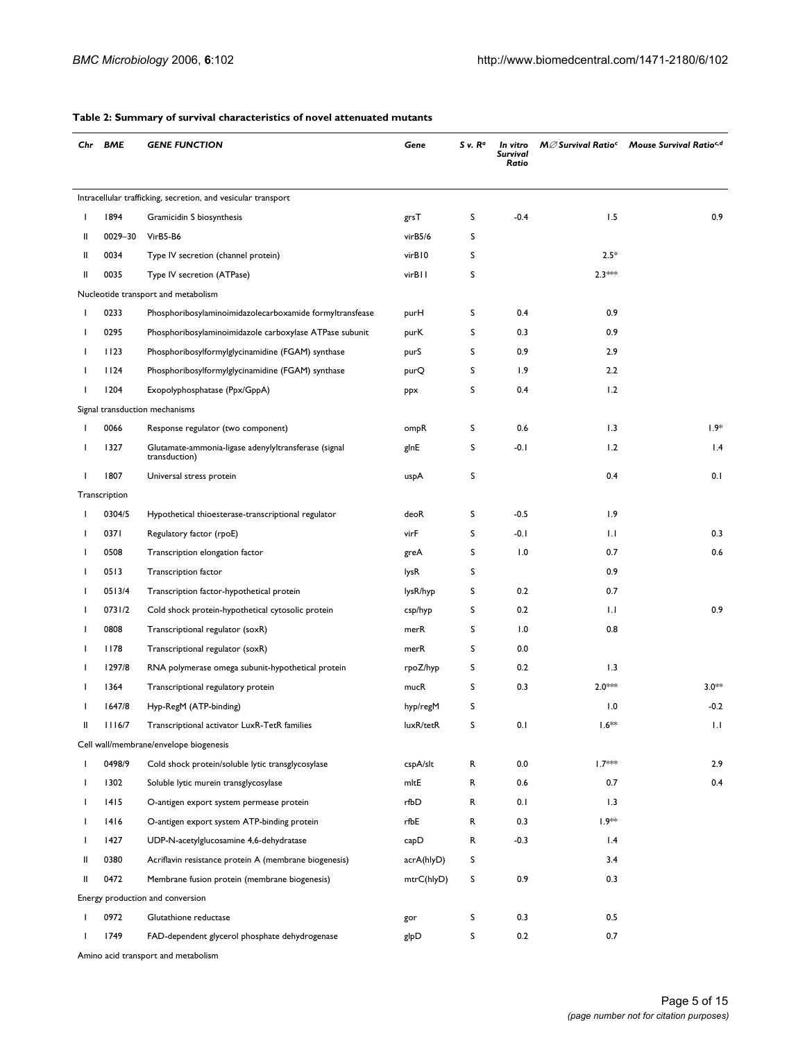**Table 2: Summary of survival characteristics of novel attenuated mutants**

| *Chr* | *BME* | *GENE FUNCTION* | *Gene* | *S v. R*[a] | *In vitro Survival Ratio* | *M∅ Survival Ratio*[c] | *Mouse Survival Ratio*[c,d] |
|---|---|---|---|---|---|---|---|
| Intracellular trafficking, secretion, and vesicular transport | | | | | | | |
| I | 1894 | Gramicidin S biosynthesis | grsT | S | -0.4 | 1.5 | 0.9 |
| II | 0029–30 | VirB5-B6 | virB5/6 | S | | | |
| II | 0034 | Type IV secretion (channel protein) | virB10 | S | | 2.5* | |
| II | 0035 | Type IV secretion (ATPase) | virB11 | S | | 2.3*** | |
| Nucleotide transport and metabolism | | | | | | | |
| I | 0233 | Phosphoribosylaminoimidazolecarboxamide formyltransfease | purH | S | 0.4 | 0.9 | |
| I | 0295 | Phosphoribosylaminoimidazole carboxylase ATPase subunit | purK | S | 0.3 | 0.9 | |
| I | 1123 | Phosphoribosylformylglycinamidine (FGAM) synthase | purS | S | 0.9 | 2.9 | |
| I | 1124 | Phosphoribosylformylglycinamidine (FGAM) synthase | purQ | S | 1.9 | 2.2 | |
| I | 1204 | Exopolyphosphatase (Ppx/GppA) | ppx | S | 0.4 | 1.2 | |
| Signal transduction mechanisms | | | | | | | |
| I | 0066 | Response regulator (two component) | ompR | S | 0.6 | 1.3 | 1.9* |
| I | 1327 | Glutamate-ammonia-ligase adenylyltransferase (signal transduction) | glnE | S | -0.1 | 1.2 | 1.4 |
| I | 1807 | Universal stress protein | uspA | S | | 0.4 | 0.1 |
| Transcription | | | | | | | |
| I | 0304/5 | Hypothetical thioesterase-transcriptional regulator | deoR | S | -0.5 | 1.9 | |
| I | 0371 | Regulatory factor (rpoE) | virF | S | -0.1 | 1.1 | 0.3 |
| I | 0508 | Transcription elongation factor | greA | S | 1.0 | 0.7 | 0.6 |
| I | 0513 | Transcription factor | lysR | S | | 0.9 | |
| I | 0513/4 | Transcription factor-hypothetical protein | lysR/hyp | S | 0.2 | 0.7 | |
| I | 0731/2 | Cold shock protein-hypothetical cytosolic protein | csp/hyp | S | 0.2 | 1.1 | 0.9 |
| I | 0808 | Transcriptional regulator (soxR) | merR | S | 1.0 | 0.8 | |
| I | 1178 | Transcriptional regulator (soxR) | merR | S | 0.0 | | |
| I | 1297/8 | RNA polymerase omega subunit-hypothetical protein | rpoZ/hyp | S | 0.2 | 1.3 | |
| I | 1364 | Transcriptional regulatory protein | mucR | S | 0.3 | 2.0*** | 3.0** |
| I | 1647/8 | Hyp-RegM (ATP-binding) | hyp/regM | S | | 1.0 | -0.2 |
| II | 1116/7 | Transcriptional activator LuxR-TetR families | luxR/tetR | S | 0.1 | 1.6** | 1.1 |
| Cell wall/membrane/envelope biogenesis | | | | | | | |
| I | 0498/9 | Cold shock protein/soluble lytic transglycosylase | cspA/slt | R | 0.0 | 1.7*** | 2.9 |
| I | 1302 | Soluble lytic murein transglycosylase | mltE | R | 0.6 | 0.7 | 0.4 |
| I | 1415 | O-antigen export system permease protein | rfbD | R | 0.1 | 1.3 | |
| I | 1416 | O-antigen export system ATP-binding protein | rfbE | R | 0.3 | 1.9** | |
| I | 1427 | UDP-N-acetylglucosamine 4,6-dehydratase | capD | R | -0.3 | 1.4 | |
| II | 0380 | Acriflavin resistance protein A (membrane biogenesis) | acrA(hlyD) | S | | 3.4 | |
| II | 0472 | Membrane fusion protein (membrane biogenesis) | mtrC(hlyD) | S | 0.9 | 0.3 | |
| Energy production and conversion | | | | | | | |
| I | 0972 | Glutathione reductase | gor | S | 0.3 | 0.5 | |
| I | 1749 | FAD-dependent glycerol phosphate dehydrogenase | glpD | S | 0.2 | 0.7 | |
| Amino acid transport and metabolism | | | | | | | |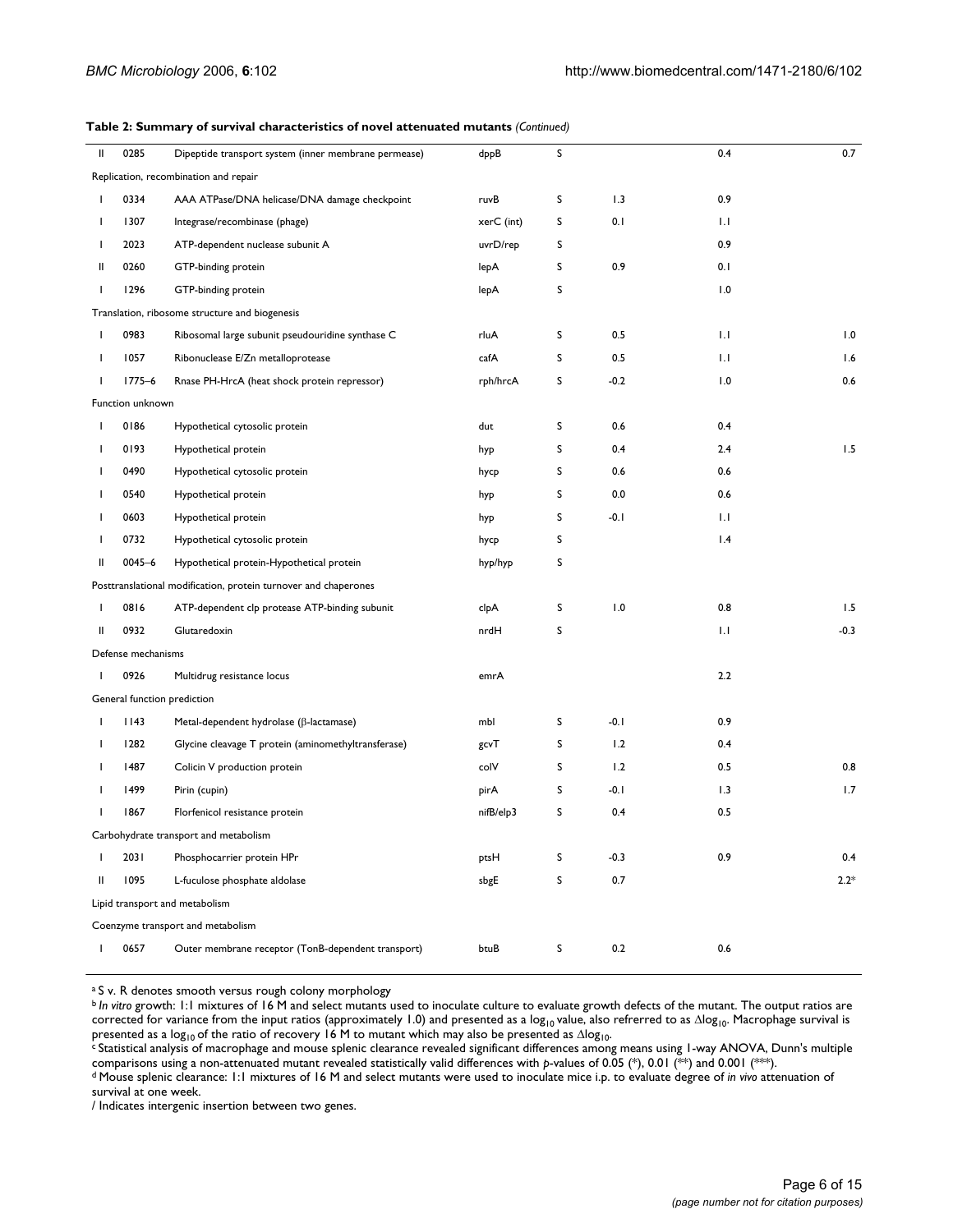**Table 2: Summary of survival characteristics of novel attenuated mutants** *(Continued)*

| | | | | | | | |
|---|---|---|---|---|---|---|---|
| II | 0285 | Dipeptide transport system (inner membrane permease) | dppB | S | | 0.4 | 0.7 |
| Replication, recombination and repair | | | | | | | |
| I | 0334 | AAA ATPase/DNA helicase/DNA damage checkpoint | ruvB | S | 1.3 | 0.9 | |
| I | 1307 | Integrase/recombinase (phage) | xerC (int) | S | 0.1 | 1.1 | |
| I | 2023 | ATP-dependent nuclease subunit A | uvrD/rep | S | | 0.9 | |
| II | 0260 | GTP-binding protein | lepA | S | 0.9 | 0.1 | |
| I | 1296 | GTP-binding protein | lepA | S | | 1.0 | |
| Translation, ribosome structure and biogenesis | | | | | | | |
| I | 0983 | Ribosomal large subunit pseudouridine synthase C | rluA | S | 0.5 | 1.1 | 1.0 |
| I | 1057 | Ribonuclease E/Zn metalloprotease | cafA | S | 0.5 | 1.1 | 1.6 |
| I | 1775–6 | Rnase PH-HrcA (heat shock protein repressor) | rph/hrcA | S | -0.2 | 1.0 | 0.6 |
| Function unknown | | | | | | | |
| I | 0186 | Hypothetical cytosolic protein | dut | S | 0.6 | 0.4 | |
| I | 0193 | Hypothetical protein | hyp | S | 0.4 | 2.4 | 1.5 |
| I | 0490 | Hypothetical cytosolic protein | hycp | S | 0.6 | 0.6 | |
| I | 0540 | Hypothetical protein | hyp | S | 0.0 | 0.6 | |
| I | 0603 | Hypothetical protein | hyp | S | -0.1 | 1.1 | |
| I | 0732 | Hypothetical cytosolic protein | hycp | S | | 1.4 | |
| II | 0045–6 | Hypothetical protein-Hypothetical protein | hyp/hyp | S | | | |
| Posttranslational modification, protein turnover and chaperones | | | | | | | |
| I | 0816 | ATP-dependent clp protease ATP-binding subunit | clpA | S | 1.0 | 0.8 | 1.5 |
| II | 0932 | Glutaredoxin | nrdH | S | | 1.1 | -0.3 |
| Defense mechanisms | | | | | | | |
| I | 0926 | Multidrug resistance locus | emrA | | | 2.2 | |
| General function prediction | | | | | | | |
| I | 1143 | Metal-dependent hydrolase (β-lactamase) | mbl | S | -0.1 | 0.9 | |
| I | 1282 | Glycine cleavage T protein (aminomethyltransferase) | gcvT | S | 1.2 | 0.4 | |
| I | 1487 | Colicin V production protein | colV | S | 1.2 | 0.5 | 0.8 |
| I | 1499 | Pirin (cupin) | pirA | S | -0.1 | 1.3 | 1.7 |
| I | 1867 | Florfenicol resistance protein | nifB/elp3 | S | 0.4 | 0.5 | |
| Carbohydrate transport and metabolism | | | | | | | |
| I | 2031 | Phosphocarrier protein HPr | ptsH | S | -0.3 | 0.9 | 0.4 |
| II | 1095 | L-fuculose phosphate aldolase | sbgE | S | 0.7 | | 2.2* |
| Lipid transport and metabolism | | | | | | | |
| Coenzyme transport and metabolism | | | | | | | |
| I | 0657 | Outer membrane receptor (TonB-dependent transport) | btuB | S | 0.2 | 0.6 | |

[a] S v. R denotes smooth versus rough colony morphology

[b] *In vitro* growth: 1:1 mixtures of 16 M and select mutants used to inoculate culture to evaluate growth defects of the mutant. The output ratios are corrected for variance from the input ratios (approximately 1.0) and presented as a $\log_{10}$ value, also refrerred to as $\Delta\log_{10}$. Macrophage survival is presented as a $\log_{10}$ of the ratio of recovery 16 M to mutant which may also be presented as $\Delta\log_{10}$.

[c] Statistical analysis of macrophage and mouse splenic clearance revealed significant differences among means using 1-way ANOVA, Dunn's multiple comparisons using a non-attenuated mutant revealed statistically valid differences with *p*-values of 0.05 (*), 0.01 (**) and 0.001 (***).

[d] Mouse splenic clearance: 1:1 mixtures of 16 M and select mutants were used to inoculate mice i.p. to evaluate degree of *in vivo* attenuation of survival at one week.

/ Indicates intergenic insertion between two genes.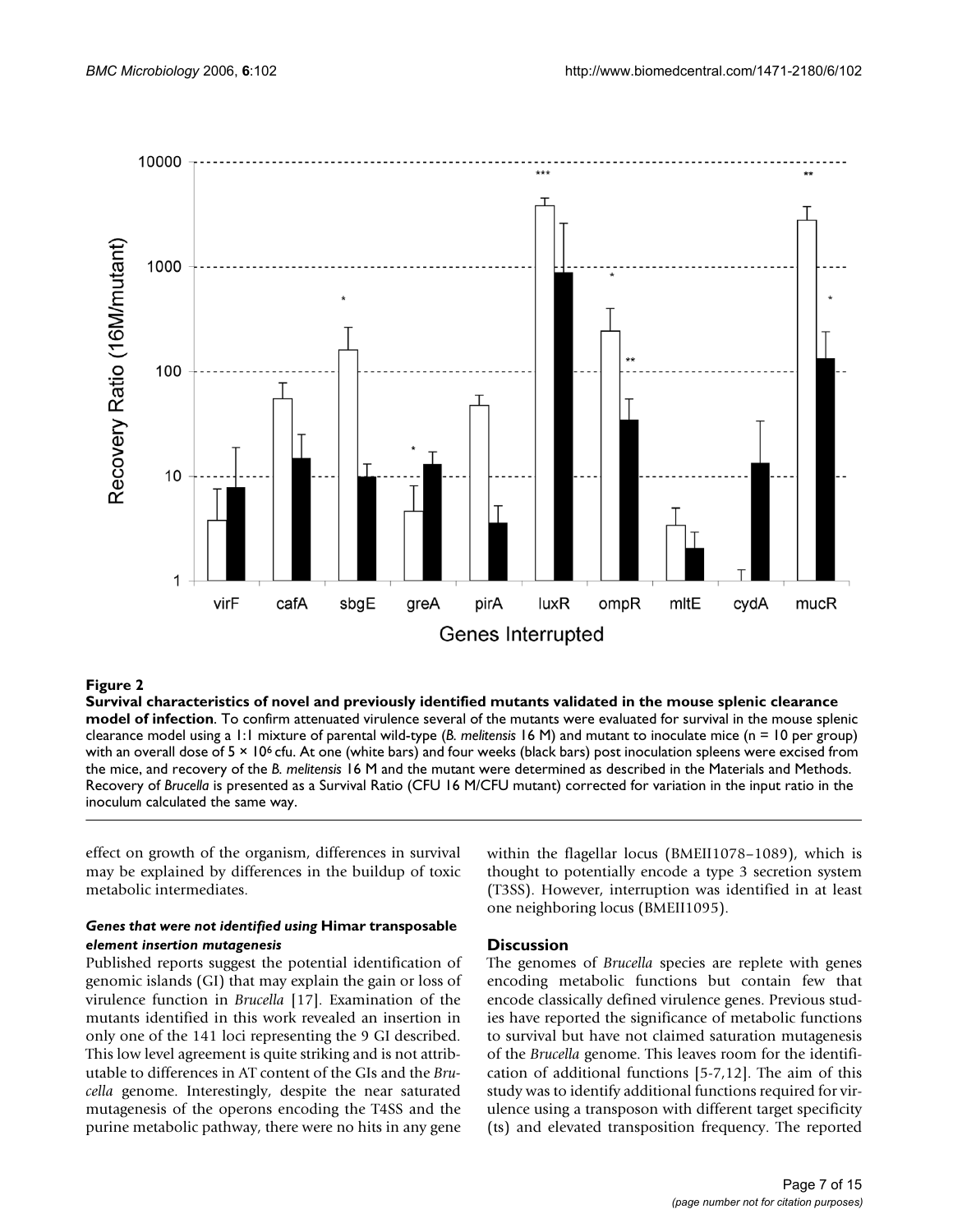**Figure 2**

**Survival characteristics of novel and previously identified mutants validated in the mouse splenic clearance model of infection**. To confirm attenuated virulence several of the mutants were evaluated for survival in the mouse splenic clearance model using a 1:1 mixture of parental wild-type (*B. melitensis* 16 M) and mutant to inoculate mice (n = 10 per group) with an overall dose of $5 \times 10^6$ cfu. At one (white bars) and four weeks (black bars) post inoculation spleens were excised from the mice, and recovery of the *B. melitensis* 16 M and the mutant were determined as described in the Materials and Methods. Recovery of *Brucella* is presented as a Survival Ratio (CFU 16 M/CFU mutant) corrected for variation in the input ratio in the inoculum calculated the same way.

effect on growth of the organism, differences in survival may be explained by differences in the buildup of toxic metabolic intermediates.

#### *Genes that were not identified using* Himar *transposable element insertion mutagenesis*

Published reports suggest the potential identification of genomic islands (GI) that may explain the gain or loss of virulence function in *Brucella* [17]. Examination of the mutants identified in this work revealed an insertion in only one of the 141 loci representing the 9 GI described. This low level agreement is quite striking and is not attributable to differences in AT content of the GIs and the *Brucella* genome. Interestingly, despite the near saturated mutagenesis of the operons encoding the T4SS and the purine metabolic pathway, there were no hits in any gene within the flagellar locus (BMEII1078–1089), which is thought to potentially encode a type 3 secretion system (T3SS). However, interruption was identified in at least one neighboring locus (BMEII1095).

## Discussion

The genomes of *Brucella* species are replete with genes encoding metabolic functions but contain few that encode classically defined virulence genes. Previous studies have reported the significance of metabolic functions to survival but have not claimed saturation mutagenesis of the *Brucella* genome. This leaves room for the identification of additional functions [5-7,12]. The aim of this study was to identify additional functions required for virulence using a transposon with different target specificity (ts) and elevated transposition frequency. The reported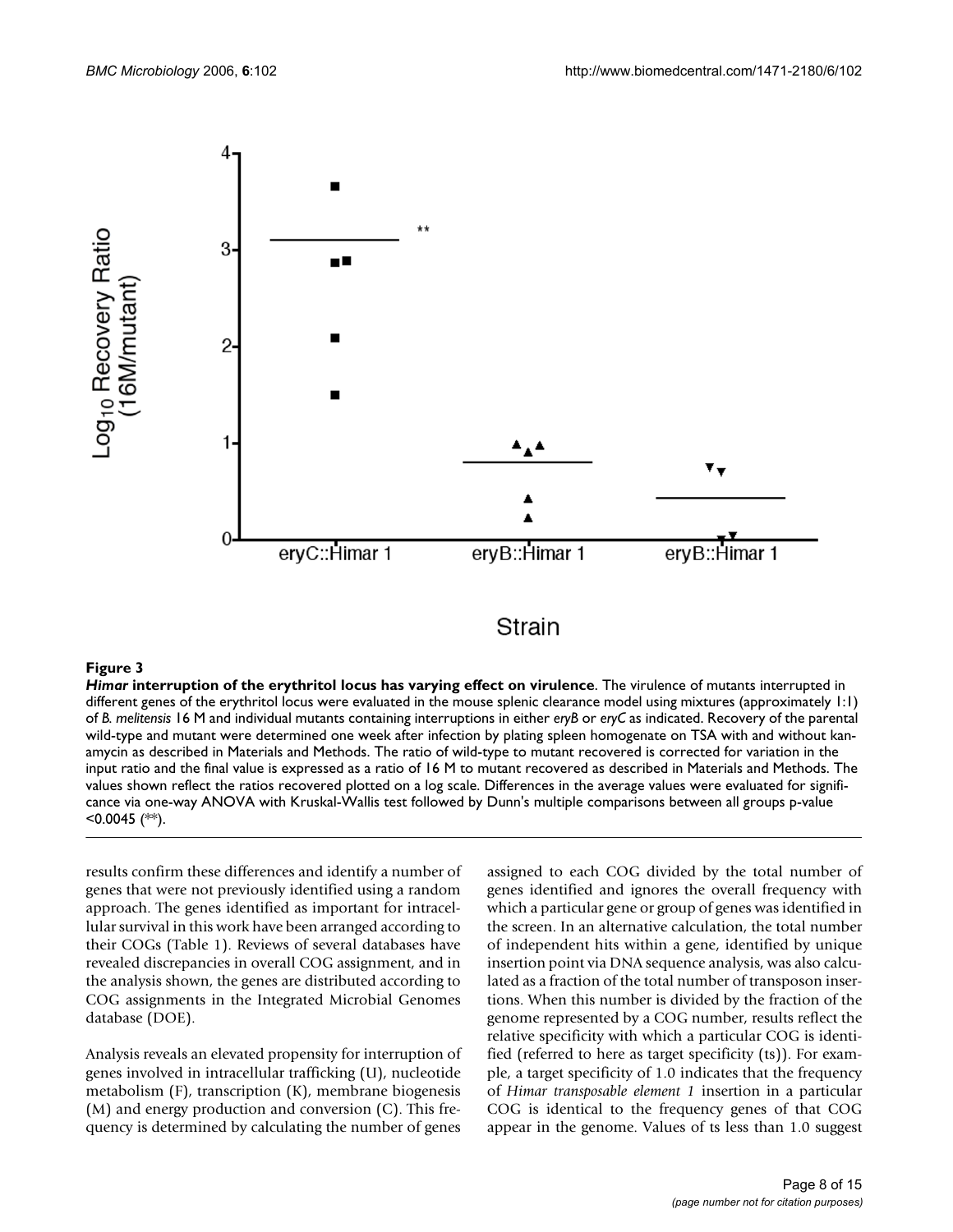**Figure 3**

***Himar* interruption of the erythritol locus has varying effect on virulence**. The virulence of mutants interrupted in different genes of the erythritol locus were evaluated in the mouse splenic clearance model using mixtures (approximately 1:1) of *B. melitensis* 16 M and individual mutants containing interruptions in either *eryB* or *eryC* as indicated. Recovery of the parental wild-type and mutant were determined one week after infection by plating spleen homogenate on TSA with and without kanamycin as described in Materials and Methods. The ratio of wild-type to mutant recovered is corrected for variation in the input ratio and the final value is expressed as a ratio of 16 M to mutant recovered as described in Materials and Methods. The values shown reflect the ratios recovered plotted on a log scale. Differences in the average values were evaluated for significance via one-way ANOVA with Kruskal-Wallis test followed by Dunn's multiple comparisons between all groups p-value <0.0045 (**).

results confirm these differences and identify a number of genes that were not previously identified using a random approach. The genes identified as important for intracellular survival in this work have been arranged according to their COGs (Table 1). Reviews of several databases have revealed discrepancies in overall COG assignment, and in the analysis shown, the genes are distributed according to COG assignments in the Integrated Microbial Genomes database (DOE).

Analysis reveals an elevated propensity for interruption of genes involved in intracellular trafficking (U), nucleotide metabolism (F), transcription (K), membrane biogenesis (M) and energy production and conversion (C). This frequency is determined by calculating the number of genes assigned to each COG divided by the total number of genes identified and ignores the overall frequency with which a particular gene or group of genes was identified in the screen. In an alternative calculation, the total number of independent hits within a gene, identified by unique insertion point via DNA sequence analysis, was also calculated as a fraction of the total number of transposon insertions. When this number is divided by the fraction of the genome represented by a COG number, results reflect the relative specificity with which a particular COG is identified (referred to here as target specificity (ts)). For example, a target specificity of 1.0 indicates that the frequency of *Himar transposable element 1* insertion in a particular COG is identical to the frequency genes of that COG appear in the genome. Values of ts less than 1.0 suggest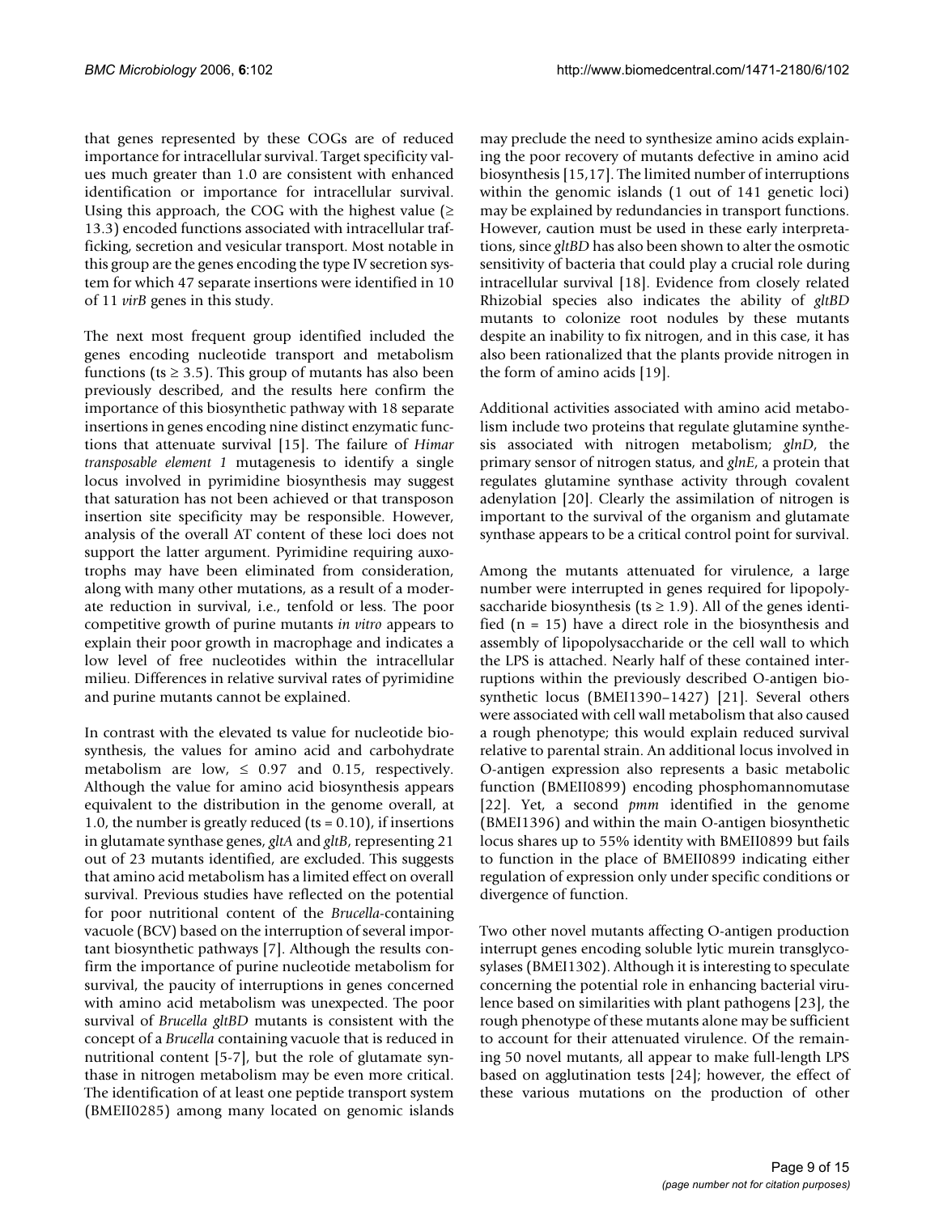that genes represented by these COGs are of reduced importance for intracellular survival. Target specificity values much greater than 1.0 are consistent with enhanced identification or importance for intracellular survival. Using this approach, the COG with the highest value ($\geq$ 13.3) encoded functions associated with intracellular trafficking, secretion and vesicular transport. Most notable in this group are the genes encoding the type IV secretion system for which 47 separate insertions were identified in 10 of 11 *virB* genes in this study.

The next most frequent group identified included the genes encoding nucleotide transport and metabolism functions (ts $\geq$ 3.5). This group of mutants has also been previously described, and the results here confirm the importance of this biosynthetic pathway with 18 separate insertions in genes encoding nine distinct enzymatic functions that attenuate survival [15]. The failure of *Himar transposable element 1* mutagenesis to identify a single locus involved in pyrimidine biosynthesis may suggest that saturation has not been achieved or that transposon insertion site specificity may be responsible. However, analysis of the overall AT content of these loci does not support the latter argument. Pyrimidine requiring auxotrophs may have been eliminated from consideration, along with many other mutations, as a result of a moderate reduction in survival, i.e., tenfold or less. The poor competitive growth of purine mutants *in vitro* appears to explain their poor growth in macrophage and indicates a low level of free nucleotides within the intracellular milieu. Differences in relative survival rates of pyrimidine and purine mutants cannot be explained.

In contrast with the elevated ts value for nucleotide biosynthesis, the values for amino acid and carbohydrate metabolism are low, $\leq$ 0.97 and 0.15, respectively. Although the value for amino acid biosynthesis appears equivalent to the distribution in the genome overall, at 1.0, the number is greatly reduced (ts = 0.10), if insertions in glutamate synthase genes, *gltA* and *gltB*, representing 21 out of 23 mutants identified, are excluded. This suggests that amino acid metabolism has a limited effect on overall survival. Previous studies have reflected on the potential for poor nutritional content of the *Brucella*-containing vacuole (BCV) based on the interruption of several important biosynthetic pathways [7]. Although the results confirm the importance of purine nucleotide metabolism for survival, the paucity of interruptions in genes concerned with amino acid metabolism was unexpected. The poor survival of *Brucella gltBD* mutants is consistent with the concept of a *Brucella* containing vacuole that is reduced in nutritional content [5-7], but the role of glutamate synthase in nitrogen metabolism may be even more critical. The identification of at least one peptide transport system (BMEII0285) among many located on genomic islands may preclude the need to synthesize amino acids explaining the poor recovery of mutants defective in amino acid biosynthesis [15,17]. The limited number of interruptions within the genomic islands (1 out of 141 genetic loci) may be explained by redundancies in transport functions. However, caution must be used in these early interpretations, since *gltBD* has also been shown to alter the osmotic sensitivity of bacteria that could play a crucial role during intracellular survival [18]. Evidence from closely related Rhizobial species also indicates the ability of *gltBD* mutants to colonize root nodules by these mutants despite an inability to fix nitrogen, and in this case, it has also been rationalized that the plants provide nitrogen in the form of amino acids [19].

Additional activities associated with amino acid metabolism include two proteins that regulate glutamine synthesis associated with nitrogen metabolism; *glnD*, the primary sensor of nitrogen status, and *glnE*, a protein that regulates glutamine synthase activity through covalent adenylation [20]. Clearly the assimilation of nitrogen is important to the survival of the organism and glutamate synthase appears to be a critical control point for survival.

Among the mutants attenuated for virulence, a large number were interrupted in genes required for lipopolysaccharide biosynthesis (ts $\geq$ 1.9). All of the genes identified (n = 15) have a direct role in the biosynthesis and assembly of lipopolysaccharide or the cell wall to which the LPS is attached. Nearly half of these contained interruptions within the previously described O-antigen biosynthetic locus (BMEI1390–1427) [21]. Several others were associated with cell wall metabolism that also caused a rough phenotype; this would explain reduced survival relative to parental strain. An additional locus involved in O-antigen expression also represents a basic metabolic function (BMEII0899) encoding phosphomannomutase [22]. Yet, a second *pmm* identified in the genome (BMEI1396) and within the main O-antigen biosynthetic locus shares up to 55% identity with BMEII0899 but fails to function in the place of BMEII0899 indicating either regulation of expression only under specific conditions or divergence of function.

Two other novel mutants affecting O-antigen production interrupt genes encoding soluble lytic murein transglycosylases (BMEI1302). Although it is interesting to speculate concerning the potential role in enhancing bacterial virulence based on similarities with plant pathogens [23], the rough phenotype of these mutants alone may be sufficient to account for their attenuated virulence. Of the remaining 50 novel mutants, all appear to make full-length LPS based on agglutination tests [24]; however, the effect of these various mutations on the production of other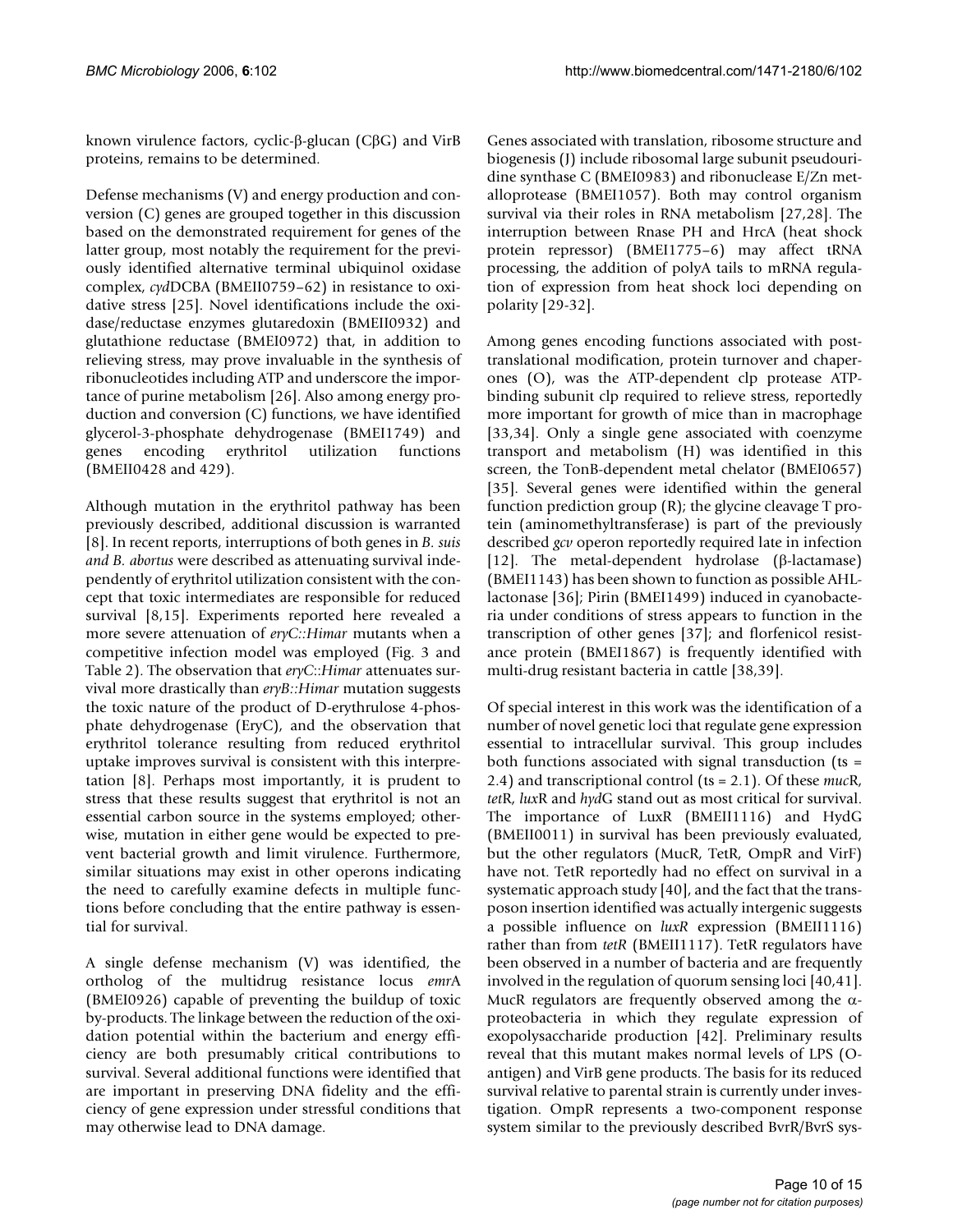known virulence factors, cyclic-β-glucan (CβG) and VirB proteins, remains to be determined.

Defense mechanisms (V) and energy production and conversion (C) genes are grouped together in this discussion based on the demonstrated requirement for genes of the latter group, most notably the requirement for the previously identified alternative terminal ubiquinol oxidase complex, *cyd*DCBA (BMEII0759–62) in resistance to oxidative stress [25]. Novel identifications include the oxidase/reductase enzymes glutaredoxin (BMEII0932) and glutathione reductase (BMEI0972) that, in addition to relieving stress, may prove invaluable in the synthesis of ribonucleotides including ATP and underscore the importance of purine metabolism [26]. Also among energy production and conversion (C) functions, we have identified glycerol-3-phosphate dehydrogenase (BMEI1749) and genes encoding erythritol utilization functions (BMEII0428 and 429).

Although mutation in the erythritol pathway has been previously described, additional discussion is warranted [8]. In recent reports, interruptions of both genes in *B. suis and B. abortus* were described as attenuating survival independently of erythritol utilization consistent with the concept that toxic intermediates are responsible for reduced survival [8,15]. Experiments reported here revealed a more severe attenuation of *eryC::Himar* mutants when a competitive infection model was employed (Fig. 3 and Table 2). The observation that *eryC*::*Himar* attenuates survival more drastically than *eryB::Himar* mutation suggests the toxic nature of the product of D-erythrulose 4-phosphate dehydrogenase (EryC), and the observation that erythritol tolerance resulting from reduced erythritol uptake improves survival is consistent with this interpretation [8]. Perhaps most importantly, it is prudent to stress that these results suggest that erythritol is not an essential carbon source in the systems employed; otherwise, mutation in either gene would be expected to prevent bacterial growth and limit virulence. Furthermore, similar situations may exist in other operons indicating the need to carefully examine defects in multiple functions before concluding that the entire pathway is essential for survival.

A single defense mechanism (V) was identified, the ortholog of the multidrug resistance locus *emr*A (BMEI0926) capable of preventing the buildup of toxic by-products. The linkage between the reduction of the oxidation potential within the bacterium and energy efficiency are both presumably critical contributions to survival. Several additional functions were identified that are important in preserving DNA fidelity and the efficiency of gene expression under stressful conditions that may otherwise lead to DNA damage.

Genes associated with translation, ribosome structure and biogenesis (J) include ribosomal large subunit pseudouridine synthase C (BMEI0983) and ribonuclease E/Zn metalloprotease (BMEI1057). Both may control organism survival via their roles in RNA metabolism [27,28]. The interruption between Rnase PH and HrcA (heat shock protein repressor) (BMEI1775–6) may affect tRNA processing, the addition of polyA tails to mRNA regulation of expression from heat shock loci depending on polarity [29-32].

Among genes encoding functions associated with post-translational modification, protein turnover and chaperones (O), was the ATP-dependent clp protease ATP-binding subunit clp required to relieve stress, reportedly more important for growth of mice than in macrophage [33,34]. Only a single gene associated with coenzyme transport and metabolism (H) was identified in this screen, the TonB-dependent metal chelator (BMEI0657) [35]. Several genes were identified within the general function prediction group (R); the glycine cleavage T protein (aminomethyltransferase) is part of the previously described *gcv* operon reportedly required late in infection [12]. The metal-dependent hydrolase (β-lactamase) (BMEI1143) has been shown to function as possible AHL-lactonase [36]; Pirin (BMEI1499) induced in cyanobacteria under conditions of stress appears to function in the transcription of other genes [37]; and florfenicol resistance protein (BMEI1867) is frequently identified with multi-drug resistant bacteria in cattle [38,39].

Of special interest in this work was the identification of a number of novel genetic loci that regulate gene expression essential to intracellular survival. This group includes both functions associated with signal transduction (ts = 2.4) and transcriptional control (ts = 2.1). Of these *muc*R, *tet*R, *lux*R and *hyd*G stand out as most critical for survival. The importance of LuxR (BMEII1116) and HydG (BMEII0011) in survival has been previously evaluated, but the other regulators (MucR, TetR, OmpR and VirF) have not. TetR reportedly had no effect on survival in a systematic approach study [40], and the fact that the transposon insertion identified was actually intergenic suggests a possible influence on *luxR* expression (BMEII1116) rather than from *tetR* (BMEII1117). TetR regulators have been observed in a number of bacteria and are frequently involved in the regulation of quorum sensing loci [40,41]. MucR regulators are frequently observed among the α-proteobacteria in which they regulate expression of exopolysaccharide production [42]. Preliminary results reveal that this mutant makes normal levels of LPS (O-antigen) and VirB gene products. The basis for its reduced survival relative to parental strain is currently under investigation. OmpR represents a two-component response system similar to the previously described BvrR/BvrS sys-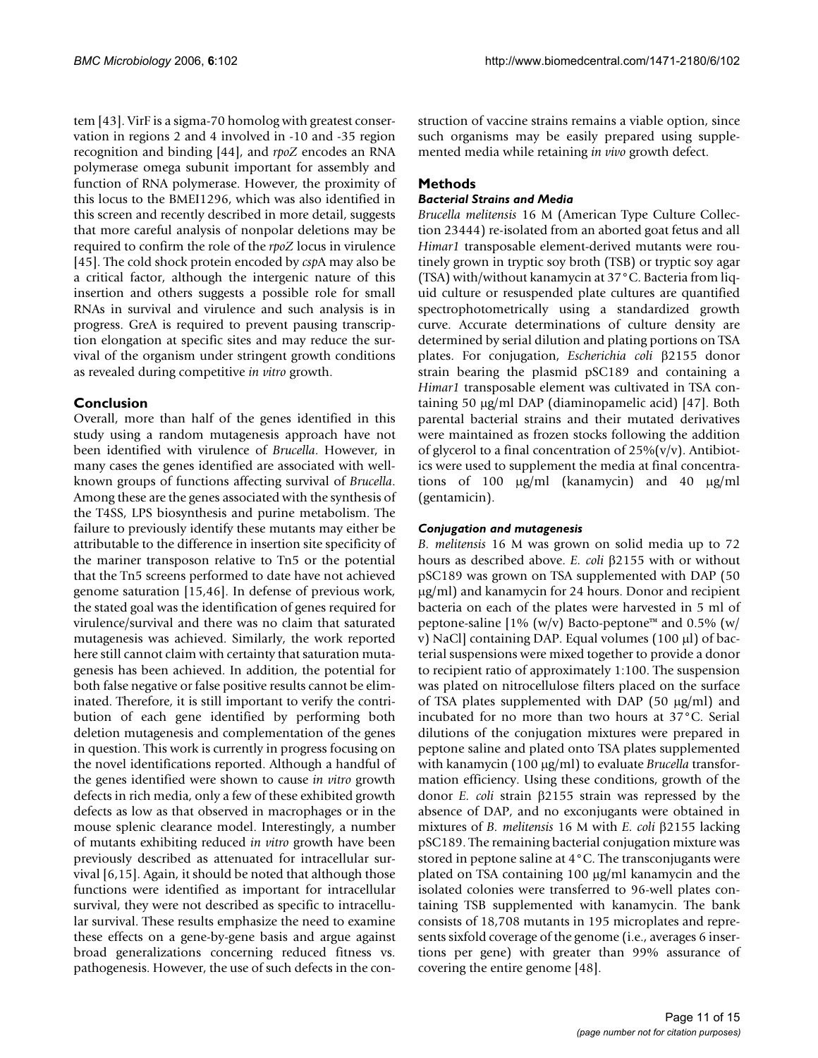tem [43]. VirF is a sigma-70 homolog with greatest conservation in regions 2 and 4 involved in -10 and -35 region recognition and binding [44], and *rpoZ* encodes an RNA polymerase omega subunit important for assembly and function of RNA polymerase. However, the proximity of this locus to the BMEI1296, which was also identified in this screen and recently described in more detail, suggests that more careful analysis of nonpolar deletions may be required to confirm the role of the *rpoZ* locus in virulence [45]. The cold shock protein encoded by *csp*A may also be a critical factor, although the intergenic nature of this insertion and others suggests a possible role for small RNAs in survival and virulence and such analysis is in progress. GreA is required to prevent pausing transcription elongation at specific sites and may reduce the survival of the organism under stringent growth conditions as revealed during competitive *in vitro* growth.

## Conclusion

Overall, more than half of the genes identified in this study using a random mutagenesis approach have not been identified with virulence of *Brucella*. However, in many cases the genes identified are associated with well-known groups of functions affecting survival of *Brucella*. Among these are the genes associated with the synthesis of the T4SS, LPS biosynthesis and purine metabolism. The failure to previously identify these mutants may either be attributable to the difference in insertion site specificity of the mariner transposon relative to Tn5 or the potential that the Tn5 screens performed to date have not achieved genome saturation [15,46]. In defense of previous work, the stated goal was the identification of genes required for virulence/survival and there was no claim that saturated mutagenesis was achieved. Similarly, the work reported here still cannot claim with certainty that saturation mutagenesis has been achieved. In addition, the potential for both false negative or false positive results cannot be eliminated. Therefore, it is still important to verify the contribution of each gene identified by performing both deletion mutagenesis and complementation of the genes in question. This work is currently in progress focusing on the novel identifications reported. Although a handful of the genes identified were shown to cause *in vitro* growth defects in rich media, only a few of these exhibited growth defects as low as that observed in macrophages or in the mouse splenic clearance model. Interestingly, a number of mutants exhibiting reduced *in vitro* growth have been previously described as attenuated for intracellular survival [6,15]. Again, it should be noted that although those functions were identified as important for intracellular survival, they were not described as specific to intracellular survival. These results emphasize the need to examine these effects on a gene-by-gene basis and argue against broad generalizations concerning reduced fitness vs. pathogenesis. However, the use of such defects in the construction of vaccine strains remains a viable option, since such organisms may be easily prepared using supplemented media while retaining *in vivo* growth defect.

## Methods

### *Bacterial Strains and Media*

*Brucella melitensis* 16 M (American Type Culture Collection 23444) re-isolated from an aborted goat fetus and all *Himar1* transposable element-derived mutants were routinely grown in tryptic soy broth (TSB) or tryptic soy agar (TSA) with/without kanamycin at 37°C. Bacteria from liquid culture or resuspended plate cultures are quantified spectrophotometrically using a standardized growth curve. Accurate determinations of culture density are determined by serial dilution and plating portions on TSA plates. For conjugation, *Escherichia coli* β2155 donor strain bearing the plasmid pSC189 and containing a *Himar1* transposable element was cultivated in TSA containing 50 μg/ml DAP (diaminopamelic acid) [47]. Both parental bacterial strains and their mutated derivatives were maintained as frozen stocks following the addition of glycerol to a final concentration of 25%(v/v). Antibiotics were used to supplement the media at final concentrations of 100 μg/ml (kanamycin) and 40 μg/ml (gentamicin).

### *Conjugation and mutagenesis*

*B. melitensis* 16 M was grown on solid media up to 72 hours as described above. *E. coli* β2155 with or without pSC189 was grown on TSA supplemented with DAP (50 μg/ml) and kanamycin for 24 hours. Donor and recipient bacteria on each of the plates were harvested in 5 ml of peptone-saline [1% (w/v) Bacto-peptone™ and 0.5% (w/v) NaCl] containing DAP. Equal volumes (100 μl) of bacterial suspensions were mixed together to provide a donor to recipient ratio of approximately 1:100. The suspension was plated on nitrocellulose filters placed on the surface of TSA plates supplemented with DAP (50 μg/ml) and incubated for no more than two hours at 37°C. Serial dilutions of the conjugation mixtures were prepared in peptone saline and plated onto TSA plates supplemented with kanamycin (100 μg/ml) to evaluate *Brucella* transformation efficiency. Using these conditions, growth of the donor *E. coli* strain β2155 strain was repressed by the absence of DAP, and no exconjugants were obtained in mixtures of *B. melitensis* 16 M with *E. coli* β2155 lacking pSC189. The remaining bacterial conjugation mixture was stored in peptone saline at 4°C. The transconjugants were plated on TSA containing 100 μg/ml kanamycin and the isolated colonies were transferred to 96-well plates containing TSB supplemented with kanamycin. The bank consists of 18,708 mutants in 195 microplates and represents sixfold coverage of the genome (i.e., averages 6 insertions per gene) with greater than 99% assurance of covering the entire genome [48].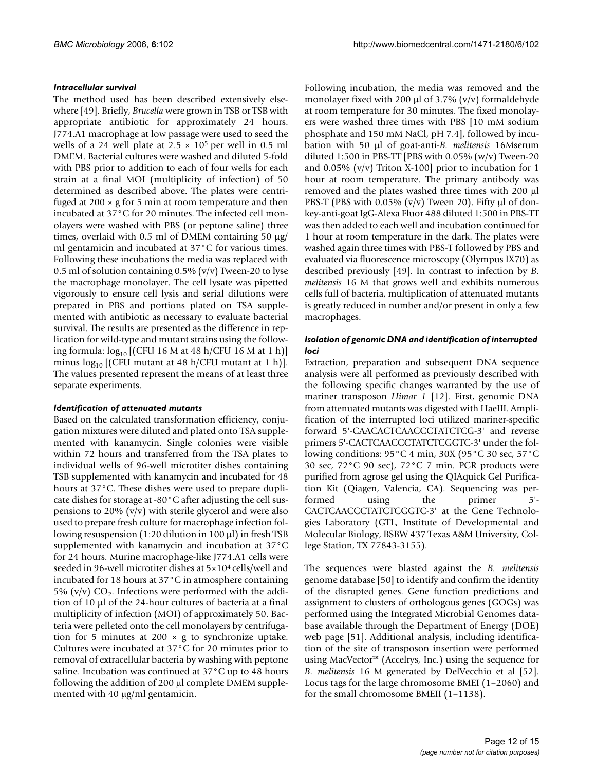### *Intracellular survival*

The method used has been described extensively elsewhere [49]. Briefly, *Brucella* were grown in TSB or TSB with appropriate antibiotic for approximately 24 hours. J774.A1 macrophage at low passage were used to seed the wells of a 24 well plate at $2.5 \times 10^5$ per well in 0.5 ml DMEM. Bacterial cultures were washed and diluted 5-fold with PBS prior to addition to each of four wells for each strain at a final MOI (multiplicity of infection) of 50 determined as described above. The plates were centrifuged at 200 × g for 5 min at room temperature and then incubated at 37°C for 20 minutes. The infected cell monolayers were washed with PBS (or peptone saline) three times, overlaid with 0.5 ml of DMEM containing 50 µg/ml gentamicin and incubated at 37°C for various times. Following these incubations the media was replaced with 0.5 ml of solution containing 0.5% (v/v) Tween-20 to lyse the macrophage monolayer. The cell lysate was pipetted vigorously to ensure cell lysis and serial dilutions were prepared in PBS and portions plated on TSA supplemented with antibiotic as necessary to evaluate bacterial survival. The results are presented as the difference in replication for wild-type and mutant strains using the following formula: $\log_{10}$ [(CFU 16 M at 48 h/CFU 16 M at 1 h)] minus $\log_{10}$ [(CFU mutant at 48 h/CFU mutant at 1 h)]. The values presented represent the means of at least three separate experiments.

### *Identification of attenuated mutants*

Based on the calculated transformation efficiency, conjugation mixtures were diluted and plated onto TSA supplemented with kanamycin. Single colonies were visible within 72 hours and transferred from the TSA plates to individual wells of 96-well microtiter dishes containing TSB supplemented with kanamycin and incubated for 48 hours at 37°C. These dishes were used to prepare duplicate dishes for storage at -80°C after adjusting the cell suspensions to 20% (v/v) with sterile glycerol and were also used to prepare fresh culture for macrophage infection following resuspension (1:20 dilution in 100 µl) in fresh TSB supplemented with kanamycin and incubation at 37°C for 24 hours. Murine macrophage-like J774.A1 cells were seeded in 96-well microtiter dishes at $5 \times 10^4$ cells/well and incubated for 18 hours at 37°C in atmosphere containing 5% (v/v) $CO_2$. Infections were performed with the addition of 10 µl of the 24-hour cultures of bacteria at a final multiplicity of infection (MOI) of approximately 50. Bacteria were pelleted onto the cell monolayers by centrifugation for 5 minutes at 200 × g to synchronize uptake. Cultures were incubated at 37°C for 20 minutes prior to removal of extracellular bacteria by washing with peptone saline. Incubation was continued at 37°C up to 48 hours following the addition of 200 µl complete DMEM supplemented with 40 µg/ml gentamicin.

Following incubation, the media was removed and the monolayer fixed with 200 µl of 3.7% (v/v) formaldehyde at room temperature for 30 minutes. The fixed monolayers were washed three times with PBS [10 mM sodium phosphate and 150 mM NaCl, pH 7.4], followed by incubation with 50 µl of goat-anti-*B. melitensis* 16Mserum diluted 1:500 in PBS-TT [PBS with 0.05% (w/v) Tween-20 and 0.05% (v/v) Triton X-100] prior to incubation for 1 hour at room temperature. The primary antibody was removed and the plates washed three times with 200 µl PBS-T (PBS with 0.05% (v/v) Tween 20). Fifty µl of donkey-anti-goat IgG-Alexa Fluor 488 diluted 1:500 in PBS-TT was then added to each well and incubation continued for 1 hour at room temperature in the dark. The plates were washed again three times with PBS-T followed by PBS and evaluated via fluorescence microscopy (Olympus IX70) as described previously [49]. In contrast to infection by *B. melitensis* 16 M that grows well and exhibits numerous cells full of bacteria, multiplication of attenuated mutants is greatly reduced in number and/or present in only a few macrophages.

### *Isolation of genomic DNA and identification of interrupted loci*

Extraction, preparation and subsequent DNA sequence analysis were all performed as previously described with the following specific changes warranted by the use of mariner transposon *Himar 1* [12]. First, genomic DNA from attenuated mutants was digested with HaeIII. Amplification of the interrupted loci utilized mariner-specific forward 5'-CAACACTCAACCCTATCTCG-3' and reverse primers 5'-CACTCAACCCTATCTCGGTC-3' under the following conditions: 95°C 4 min, 30X (95°C 30 sec, 57°C 30 sec, 72°C 90 sec), 72°C 7 min. PCR products were purified from agrose gel using the QIAquick Gel Purification Kit (Qiagen, Valencia, CA). Sequencing was performed using the primer 5'-CACTCAACCCTATCTCGGTC-3' at the Gene Technologies Laboratory (GTL, Institute of Developmental and Molecular Biology, BSBW 437 Texas A&M University, College Station, TX 77843-3155).

The sequences were blasted against the *B. melitensis* genome database [50] to identify and confirm the identity of the disrupted genes. Gene function predictions and assignment to clusters of orthologous genes (GOGs) was performed using the Integrated Microbial Genomes database available through the Department of Energy (DOE) web page [51]. Additional analysis, including identification of the site of transposon insertion were performed using MacVector™ (Accelrys, Inc.) using the sequence for *B. melitensis* 16 M generated by DelVecchio et al [52]. Locus tags for the large chromosome BMEI (1–2060) and for the small chromosome BMEII (1–1138).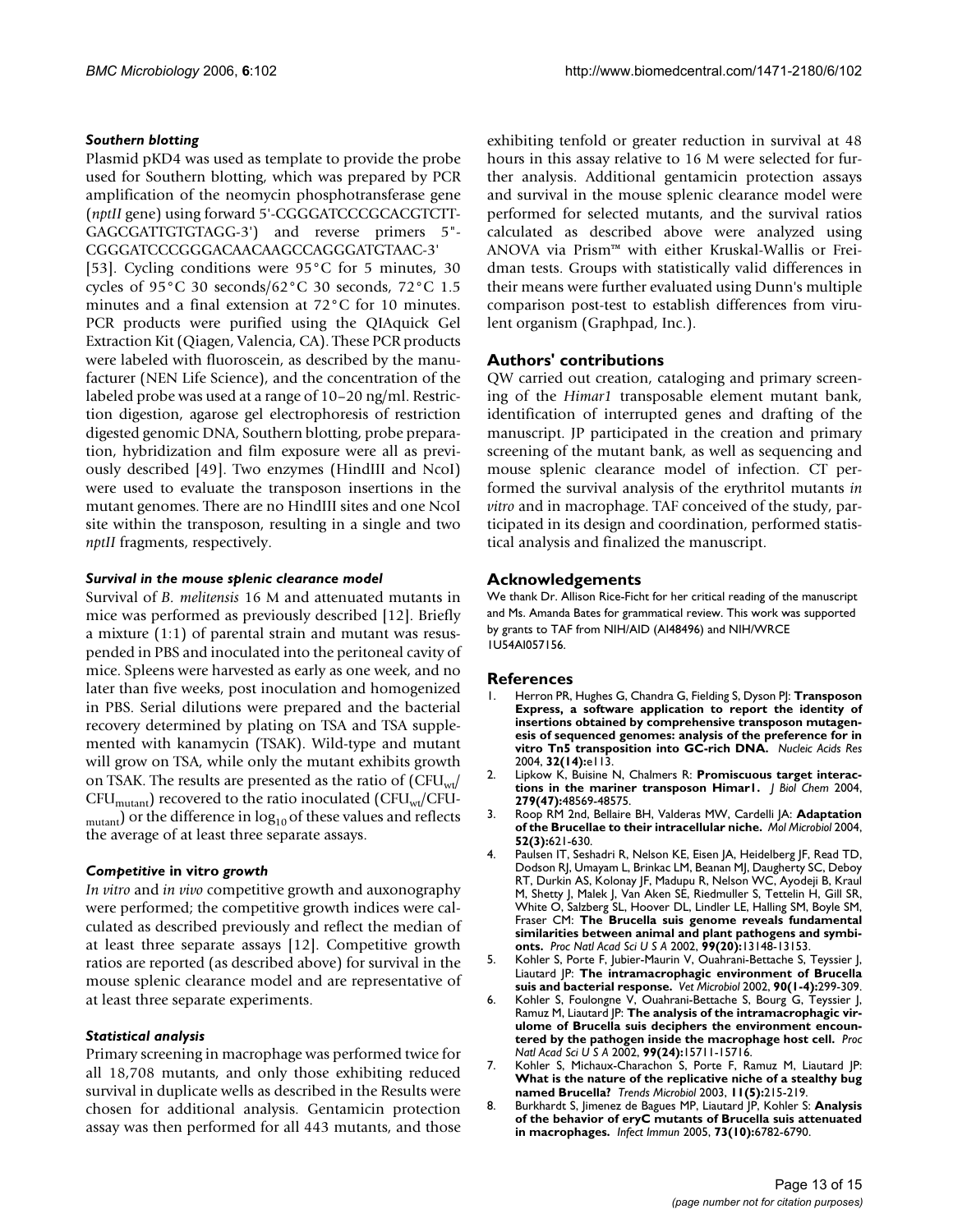### Southern blotting

Plasmid pKD4 was used as template to provide the probe used for Southern blotting, which was prepared by PCR amplification of the neomycin phosphotransferase gene (*nptII* gene) using forward 5'-CGGGATCCCGCACGTCTT-GAGCGATTGTGTAGG-3') and reverse primers 5"-CGGGATCCCGGGACAACAAGCCAGGGATGTAAC-3' [53]. Cycling conditions were 95°C for 5 minutes, 30 cycles of 95°C 30 seconds/62°C 30 seconds, 72°C 1.5 minutes and a final extension at 72°C for 10 minutes. PCR products were purified using the QIAquick Gel Extraction Kit (Qiagen, Valencia, CA). These PCR products were labeled with fluoroscein, as described by the manufacturer (NEN Life Science), and the concentration of the labeled probe was used at a range of 10–20 ng/ml. Restriction digestion, agarose gel electrophoresis of restriction digested genomic DNA, Southern blotting, probe preparation, hybridization and film exposure were all as previously described [49]. Two enzymes (HindIII and NcoI) were used to evaluate the transposon insertions in the mutant genomes. There are no HindIII sites and one NcoI site within the transposon, resulting in a single and two *nptII* fragments, respectively.

### Survival in the mouse splenic clearance model

Survival of *B. melitensis* 16 M and attenuated mutants in mice was performed as previously described [12]. Briefly a mixture (1:1) of parental strain and mutant was resuspended in PBS and inoculated into the peritoneal cavity of mice. Spleens were harvested as early as one week, and no later than five weeks, post inoculation and homogenized in PBS. Serial dilutions were prepared and the bacterial recovery determined by plating on TSA and TSA supplemented with kanamycin (TSAK). Wild-type and mutant will grow on TSA, while only the mutant exhibits growth on TSAK. The results are presented as the ratio of ($CFU_{wt}$/$CFU_{mutant}$) recovered to the ratio inoculated ($CFU_{wt}$/$CFU_{mutant}$) or the difference in $\log_{10}$ of these values and reflects the average of at least three separate assays.

### *Competitive* in vitro *growth*

*In vitro* and *in vivo* competitive growth and auxonography were performed; the competitive growth indices were calculated as described previously and reflect the median of at least three separate assays [12]. Competitive growth ratios are reported (as described above) for survival in the mouse splenic clearance model and are representative of at least three separate experiments.

### Statistical analysis

Primary screening in macrophage was performed twice for all 18,708 mutants, and only those exhibiting reduced survival in duplicate wells as described in the Results were chosen for additional analysis. Gentamicin protection assay was then performed for all 443 mutants, and those exhibiting tenfold or greater reduction in survival at 48 hours in this assay relative to 16 M were selected for further analysis. Additional gentamicin protection assays and survival in the mouse splenic clearance model were performed for selected mutants, and the survival ratios calculated as described above were analyzed using ANOVA via Prism™ with either Kruskal-Wallis or Freidman tests. Groups with statistically valid differences in their means were further evaluated using Dunn's multiple comparison post-test to establish differences from virulent organism (Graphpad, Inc.).

## Authors' contributions

QW carried out creation, cataloging and primary screening of the *Himar1* transposable element mutant bank, identification of interrupted genes and drafting of the manuscript. JP participated in the creation and primary screening of the mutant bank, as well as sequencing and mouse splenic clearance model of infection. CT performed the survival analysis of the erythritol mutants *in vitro* and in macrophage. TAF conceived of the study, participated in its design and coordination, performed statistical analysis and finalized the manuscript.

## Acknowledgements

We thank Dr. Allison Rice-Ficht for her critical reading of the manuscript and Ms. Amanda Bates for grammatical review. This work was supported by grants to TAF from NIH/AID (AI48496) and NIH/WRCE 1U54AI057156.

## References

1. Herron PR, Hughes G, Chandra G, Fielding S, Dyson PJ: **Transposon Express, a software application to report the identity of insertions obtained by comprehensive transposon mutagenesis of sequenced genomes: analysis of the preference for in vitro Tn5 transposition into GC-rich DNA.** *Nucleic Acids Res* 2004, **32(14):**e113.
2. Lipkow K, Buisine N, Chalmers R: **Promiscuous target interactions in the mariner transposon Himar1.** *J Biol Chem* 2004, **279(47):**48569-48575.
3. Roop RM 2nd, Bellaire BH, Valderas MW, Cardelli JA: **Adaptation of the Brucellae to their intracellular niche.** *Mol Microbiol* 2004, **52(3):**621-630.
4. Paulsen IT, Seshadri R, Nelson KE, Eisen JA, Heidelberg JF, Read TD, Dodson RJ, Umayam L, Brinkac LM, Beanan MJ, Daugherty SC, Deboy RT, Durkin AS, Kolonay JF, Madupu R, Nelson WC, Ayodeji B, Kraul M, Shetty J, Malek J, Van Aken SE, Riedmuller S, Tettelin H, Gill SR, White O, Salzberg SL, Hoover DL, Lindler LE, Halling SM, Boyle SM, Fraser CM: **The Brucella suis genome reveals fundamental similarities between animal and plant pathogens and symbionts.** *Proc Natl Acad Sci U S A* 2002, **99(20):**13148-13153.
5. Kohler S, Porte F, Jubier-Maurin V, Ouahrani-Bettache S, Teyssier J, Liautard JP: **The intramacrophagic environment of Brucella suis and bacterial response.** *Vet Microbiol* 2002, **90(1-4):**299-309.
6. Kohler S, Foulongne V, Ouahrani-Bettache S, Bourg G, Teyssier J, Ramuz M, Liautard JP: **The analysis of the intramacrophagic virulome of Brucella suis deciphers the environment encountered by the pathogen inside the macrophage host cell.** *Proc Natl Acad Sci U S A* 2002, **99(24):**15711-15716.
7. Kohler S, Michaux-Charachon S, Porte F, Ramuz M, Liautard JP: **What is the nature of the replicative niche of a stealthy bug named Brucella?** *Trends Microbiol* 2003, **11(5):**215-219.
8. Burkhardt S, Jimenez de Bagues MP, Liautard JP, Kohler S: **Analysis of the behavior of eryC mutants of Brucella suis attenuated in macrophages.** *Infect Immun* 2005, **73(10):**6782-6790.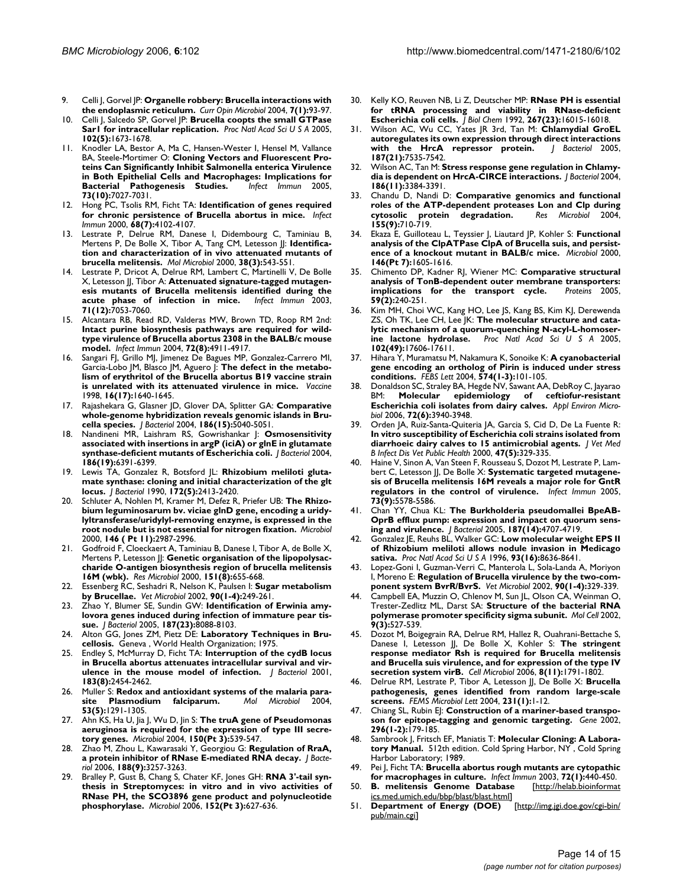9. Celli J, Gorvel JP: **Organelle robbery: Brucella interactions with the endoplasmic reticulum.** *Curr Opin Microbiol* 2004, **7(1)**:93-97.
10. Celli J, Salcedo SP, Gorvel JP: **Brucella coopts the small GTPase Sar1 for intracellular replication.** *Proc Natl Acad Sci U S A* 2005, **102(5)**:1673-1678.
11. Knodler LA, Bestor A, Ma C, Hansen-Wester I, Hensel M, Vallance BA, Steele-Mortimer O: **Cloning Vectors and Fluorescent Proteins Can Significantly Inhibit Salmonella enterica Virulence in Both Epithelial Cells and Macrophages: Implications for Bacterial Pathogenesis Studies.** *Infect Immun* 2005, **73(10)**:7027-7031.
12. Hong PC, Tsolis RM, Ficht TA: **Identification of genes required for chronic persistence of Brucella abortus in mice.** *Infect Immun* 2000, **68(7)**:4102-4107.
13. Lestrate P, Delrue RM, Danese I, Didembourg C, Taminiau B, Mertens P, De Bolle X, Tibor A, Tang CM, Letesson JJ: **Identification and characterization of in vivo attenuated mutants of brucella melitensis.** *Mol Microbiol* 2000, **38(3)**:543-551.
14. Lestrate P, Dricot A, Delrue RM, Lambert C, Martinelli V, De Bolle X, Letesson JJ, Tibor A: **Attenuated signature-tagged mutagenesis mutants of Brucella melitensis identified during the acute phase of infection in mice.** *Infect Immun* 2003, **71(12)**:7053-7060.
15. Alcantara RB, Read RD, Valderas MW, Brown TD, Roop RM 2nd: **Intact purine biosynthesis pathways are required for wild-type virulence of Brucella abortus 2308 in the BALB/c mouse model.** *Infect Immun* 2004, **72(8)**:4911-4917.
16. Sangari FJ, Grillo MJ, Jimenez De Bagues MP, Gonzalez-Carrero MI, Garcia-Lobo JM, Blasco JM, Aguero J: **The defect in the metabolism of erythritol of the Brucella abortus B19 vaccine strain is unrelated with its attenuated virulence in mice.** *Vaccine* 1998, **16(17)**:1640-1645.
17. Rajashekara G, Glasner JD, Glover DA, Splitter GA: **Comparative whole-genome hybridization reveals genomic islands in Brucella species.** *J Bacteriol* 2004, **186(15)**:5040-5051.
18. Nandineni MR, Laishram RS, Gowrishankar J: **Osmosensitivity associated with insertions in argP (iciA) or glnE in glutamate synthase-deficient mutants of Escherichia coli.** *J Bacteriol* 2004, **186(19)**:6391-6399.
19. Lewis TA, Gonzalez R, Botsford JL: **Rhizobium meliloti glutamate synthase: cloning and initial characterization of the glt locus.** *J Bacteriol* 1990, **172(5)**:2413-2420.
20. Schluter A, Nohlen M, Kramer M, Defez R, Priefer UB: **The Rhizobium leguminosarum bv. viciae glnD gene, encoding a uridylyltransferase/uridylyl-removing enzyme, is expressed in the root nodule but is not essential for nitrogen fixation.** *Microbiol* 2000, **146 ( Pt 11)**:2987-2996.
21. Godfroid F, Cloeckaert A, Taminiau B, Danese I, Tibor A, de Bolle X, Mertens P, Letesson JJ: **Genetic organisation of the lipopolysaccharide O-antigen biosynthesis region of brucella melitensis 16M (wbk).** *Res Microbiol* 2000, **151(8)**:655-668.
22. Essenberg RC, Seshadri R, Nelson K, Paulsen I: **Sugar metabolism by Brucellae.** *Vet Microbiol* 2002, **90(1-4)**:249-261.
23. Zhao Y, Blumer SE, Sundin GW: **Identification of Erwinia amylovora genes induced during infection of immature pear tissue.** *J Bacteriol* 2005, **187(23)**:8088-8103.
24. Alton GG, Jones ZM, Pietz DE: **Laboratory Techniques in Brucellosis.** Geneva , World Health Organization; 1975.
25. Endley S, McMurray D, Ficht TA: **Interruption of the cydB locus in Brucella abortus attenuates intracellular survival and virulence in the mouse model of infection.** *J Bacteriol* 2001, **183(8)**:2454-2462.
26. Muller S: **Redox and antioxidant systems of the malaria parasite Plasmodium falciparum.** *Mol Microbiol* 2004, **53(5)**:1291-1305.
27. Ahn KS, Ha U, Jia J, Wu D, Jin S: **The truA gene of Pseudomonas aeruginosa is required for the expression of type III secretory genes.** *Microbiol* 2004, **150(Pt 3)**:539-547.
28. Zhao M, Zhou L, Kawarasaki Y, Georgiou G: **Regulation of RraA, a protein inhibitor of RNase E-mediated RNA decay.** *J Bacteriol* 2006, **188(9)**:3257-3263.
29. Bralley P, Gust B, Chang S, Chater KF, Jones GH: **RNA 3'-tail synthesis in Streptomyces: in vitro and in vivo activities of RNase PH, the SCO3896 gene product and polynucleotide phosphorylase.** *Microbiol* 2006, **152(Pt 3)**:627-636.
30. Kelly KO, Reuven NB, Li Z, Deutscher MP: **RNase PH is essential for tRNA processing and viability in RNase-deficient Escherichia coli cells.** *J Biol Chem* 1992, **267(23)**:16015-16018.
31. Wilson AC, Wu CC, Yates JR 3rd, Tan M: **Chlamydial GroEL autoregulates its own expression through direct interactions with the HrcA repressor protein.** *J Bacteriol* 2005, **187(21)**:7535-7542.
32. Wilson AC, Tan M: **Stress response gene regulation in Chlamydia is dependent on HrcA-CIRCE interactions.** *J Bacteriol* 2004, **186(11)**:3384-3391.
33. Chandu D, Nandi D: **Comparative genomics and functional roles of the ATP-dependent proteases Lon and Clp during cytosolic protein degradation.** *Res Microbiol* 2004, **155(9)**:710-719.
34. Ekaza E, Guilloteau L, Teyssier J, Liautard JP, Kohler S: **Functional analysis of the ClpATPase ClpA of Brucella suis, and persistence of a knockout mutant in BALB/c mice.** *Microbiol* 2000, **146(Pt 7)**:1605-1616.
35. Chimento DP, Kadner RJ, Wiener MC: **Comparative structural analysis of TonB-dependent outer membrane transporters: implications for the transport cycle.** *Proteins* 2005, **59(2)**:240-251.
36. Kim MH, Choi WC, Kang HO, Lee JS, Kang BS, Kim KJ, Derewenda ZS, Oh TK, Lee CH, Lee JK: **The molecular structure and catalytic mechanism of a quorum-quenching N-acyl-L-homoserine lactone hydrolase.** *Proc Natl Acad Sci U S A* 2005, **102(49)**:17606-17611.
37. Hihara Y, Muramatsu M, Nakamura K, Sonoike K: **A cyanobacterial gene encoding an ortholog of Pirin is induced under stress conditions.** *FEBS Lett* 2004, **574(1-3)**:101-105.
38. Donaldson SC, Straley BA, Hegde NV, Sawant AA, DebRoy C, Jayarao BM: **Molecular epidemiology of ceftiofur-resistant Escherichia coli isolates from dairy calves.** *Appl Environ Microbiol* 2006, **72(6)**:3940-3948.
39. Orden JA, Ruiz-Santa-Quiteria JA, Garcia S, Cid D, De La Fuente R: **In vitro susceptibility of Escherichia coli strains isolated from diarrhoeic dairy calves to 15 antimicrobial agents.** *J Vet Med B Infect Dis Vet Public Health* 2000, **47(5)**:329-335.
40. Haine V, Sinon A, Van Steen F, Rousseau S, Dozot M, Lestrate P, Lambert C, Letesson JJ, De Bolle X: **Systematic targeted mutagenesis of Brucella melitensis 16M reveals a major role for GntR regulators in the control of virulence.** *Infect Immun* 2005, **73(9)**:5578-5586.
41. Chan YY, Chua KL: **The Burkholderia pseudomallei BpeAB-OprB efflux pump: expression and impact on quorum sensing and virulence.** *J Bacteriol* 2005, **187(14)**:4707-4719.
42. Gonzalez JE, Reuhs BL, Walker GC: **Low molecular weight EPS II of Rhizobium meliloti allows nodule invasion in Medicago sativa.** *Proc Natl Acad Sci U S A* 1996, **93(16)**:8636-8641.
43. Lopez-Goni I, Guzman-Verri C, Manterola L, Sola-Landa A, Moriyon I, Moreno E: **Regulation of Brucella virulence by the two-component system BvrR/BvrS.** *Vet Microbiol* 2002, **90(1-4)**:329-339.
44. Campbell EA, Muzzin O, Chlenov M, Sun JL, Olson CA, Weinman O, Trester-Zedlitz ML, Darst SA: **Structure of the bacterial RNA polymerase promoter specificity sigma subunit.** *Mol Cell* 2002, **9(3)**:527-539.
45. Dozot M, Boigegrain RA, Delrue RM, Hallez R, Ouahrani-Bettache S, Danese I, Letesson JJ, De Bolle X, Kohler S: **The stringent response mediator Rsh is required for Brucella melitensis and Brucella suis virulence, and for expression of the type IV secretion system virB.** *Cell Microbiol* 2006, **8(11)**:1791-1802.
46. Delrue RM, Lestrate P, Tibor A, Letesson JJ, De Bolle X: **Brucella pathogenesis, genes identified from random large-scale screens.** *FEMS Microbiol Lett* 2004, **231(1)**:1-12.
47. Chiang SL, Rubin EJ: **Construction of a mariner-based transposon for epitope-tagging and genomic targeting.** *Gene* 2002, **296(1-2)**:179-185.
48. Sambrook J, Fritsch EF, Maniatis T: **Molecular Cloning: A Laboratory Manual.** 512th edition. Cold Spring Harbor, NY , Cold Spring Harbor Laboratory; 1989.
49. Pei J, Ficht TA: **Brucella abortus rough mutants are cytopathic for macrophages in culture.** *Infect Immun* 2003, **72(1)**:440-450.
50. **B. melitensis Genome Database** [http://helab.bioinformatics.med.umich.edu/bbp/blast/blast.html]
51. **Department of Energy (DOE)** [http://img.jgi.doe.gov/cgi-bin/pub/main.cgi]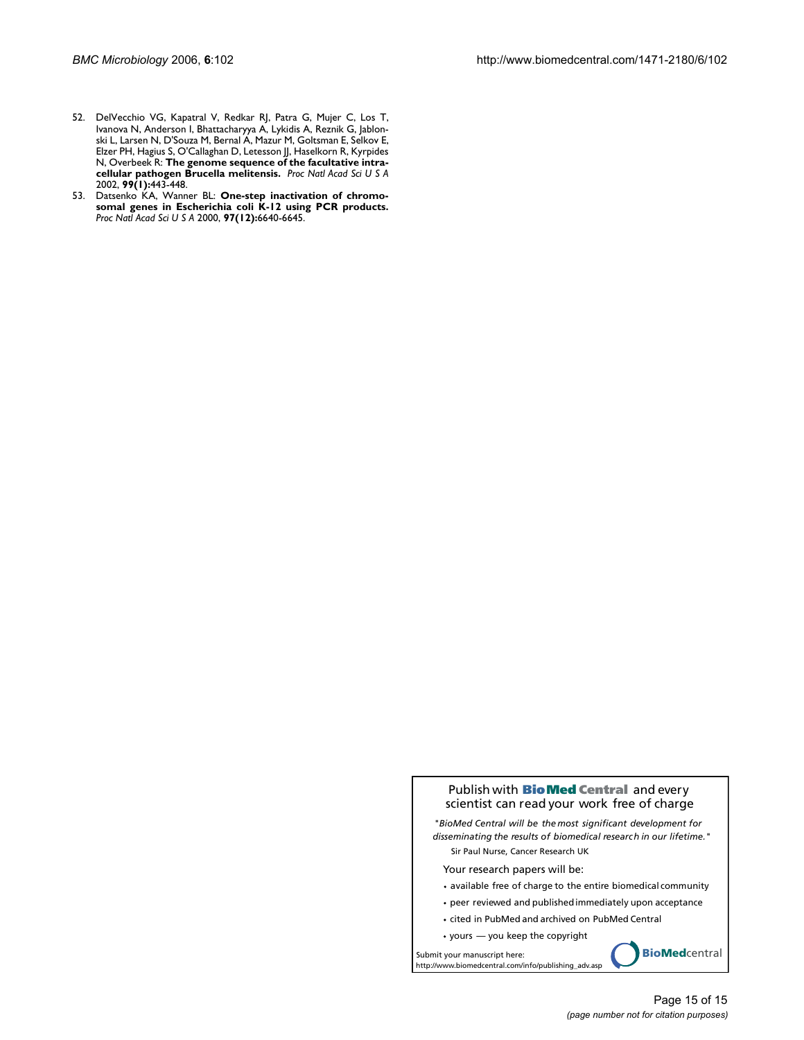52. DelVecchio VG, Kapatral V, Redkar RJ, Patra G, Mujer C, Los T, Ivanova N, Anderson I, Bhattacharyya A, Lykidis A, Reznik G, Jablonski L, Larsen N, D'Souza M, Bernal A, Mazur M, Goltsman E, Selkov E, Elzer PH, Hagius S, O'Callaghan D, Letesson JJ, Haselkorn R, Kyrpides N, Overbeek R: **The genome sequence of the facultative intracellular pathogen Brucella melitensis.** *Proc Natl Acad Sci U S A* 2002, **99(1):**443-448.
53. Datsenko KA, Wanner BL: **One-step inactivation of chromosomal genes in Escherichia coli K-12 using PCR products.** *Proc Natl Acad Sci U S A* 2000, **97(12):**6640-6645.

Publish with **BioMed Central** and every scientist can read your work free of charge

*"BioMed Central will be the most significant development for disseminating the results of biomedical research in our lifetime."*
Sir Paul Nurse, Cancer Research UK

Your research papers will be:

- available free of charge to the entire biomedical community
- peer reviewed and published immediately upon acceptance
- cited in PubMed and archived on PubMed Central
- yours — you keep the copyright

Submit your manuscript here:
http://www.biomedcentral.com/info/publishing_adv.asp

**BioMed**central